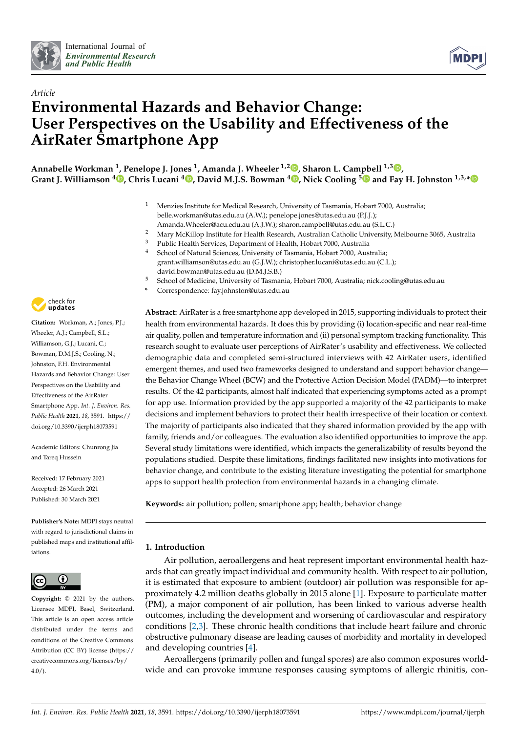International Journal of *Environmental Research and Public Health*

*Article*

# Environmental Hazards and Behavior Change: User Perspectives on the Usability and Effectiveness of the AirRater Smartphone App

**Annabelle Workman [1], Penelope J. Jones [1], Amanda J. Wheeler [1,2], Sharon L. Campbell [1,3], Grant J. Williamson [4], Chris Lucani [4], David M.J.S. Bowman [4], Nick Cooling [5] and Fay H. Johnston [1,3,*]**

[1] Menzies Institute for Medical Research, University of Tasmania, Hobart 7000, Australia; belle.workman@utas.edu.au (A.W.); penelope.jones@utas.edu.au (P.J.J.); Amanda.Wheeler@acu.edu.au (A.J.W.); sharon.campbell@utas.edu.au (S.L.C.)

[2] Mary McKillop Institute for Health Research, Australian Catholic University, Melbourne 3065, Australia

[3] Public Health Services, Department of Health, Hobart 7000, Australia

[4] School of Natural Sciences, University of Tasmania, Hobart 7000, Australia; grant.williamson@utas.edu.au (G.J.W.); christopher.lucani@utas.edu.au (C.L.); david.bowman@utas.edu.au (D.M.J.S.B.)

[5] School of Medicine, University of Tasmania, Hobart 7000, Australia; nick.cooling@utas.edu.au

\* Correspondence: fay.johnston@utas.edu.au

**Abstract:** AirRater is a free smartphone app developed in 2015, supporting individuals to protect their health from environmental hazards. It does this by providing (i) location-specific and near real-time air quality, pollen and temperature information and (ii) personal symptom tracking functionality. This research sought to evaluate user perceptions of AirRater's usability and effectiveness. We collected demographic data and completed semi-structured interviews with 42 AirRater users, identified emergent themes, and used two frameworks designed to understand and support behavior change—the Behavior Change Wheel (BCW) and the Protective Action Decision Model (PADM)—to interpret results. Of the 42 participants, almost half indicated that experiencing symptoms acted as a prompt for app use. Information provided by the app supported a majority of the 42 participants to make decisions and implement behaviors to protect their health irrespective of their location or context. The majority of participants also indicated that they shared information provided by the app with family, friends and/or colleagues. The evaluation also identified opportunities to improve the app. Several study limitations were identified, which impacts the generalizability of results beyond the populations studied. Despite these limitations, findings facilitated new insights into motivations for behavior change, and contribute to the existing literature investigating the potential for smartphone apps to support health protection from environmental hazards in a changing climate.

**Keywords:** air pollution; pollen; smartphone app; health; behavior change

**Citation:** Workman, A.; Jones, P.J.; Wheeler, A.J.; Campbell, S.L.; Williamson, G.J.; Lucani, C.; Bowman, D.M.J.S.; Cooling, N.; Johnston, F.H. Environmental Hazards and Behavior Change: User Perspectives on the Usability and Effectiveness of the AirRater Smartphone App. *Int. J. Environ. Res. Public Health* **2021**, *18*, 3591. https://doi.org/10.3390/ijerph18073591

Academic Editors: Chunrong Jia and Tareq Hussein

Received: 17 February 2021
Accepted: 26 March 2021
Published: 30 March 2021

**Publisher's Note:** MDPI stays neutral with regard to jurisdictional claims in published maps and institutional affiliations.

**Copyright:** © 2021 by the authors. Licensee MDPI, Basel, Switzerland. This article is an open access article distributed under the terms and conditions of the Creative Commons Attribution (CC BY) license (https://creativecommons.org/licenses/by/4.0/).

## 1. Introduction

Air pollution, aeroallergens and heat represent important environmental health hazards that can greatly impact individual and community health. With respect to air pollution, it is estimated that exposure to ambient (outdoor) air pollution was responsible for approximately 4.2 million deaths globally in 2015 alone [1]. Exposure to particulate matter (PM), a major component of air pollution, has been linked to various adverse health outcomes, including the development and worsening of cardiovascular and respiratory conditions [2,3]. These chronic health conditions that include heart failure and chronic obstructive pulmonary disease are leading causes of morbidity and mortality in developed and developing countries [4].

Aeroallergens (primarily pollen and fungal spores) are also common exposures worldwide and can provoke immune responses causing symptoms of allergic rhinitis, con-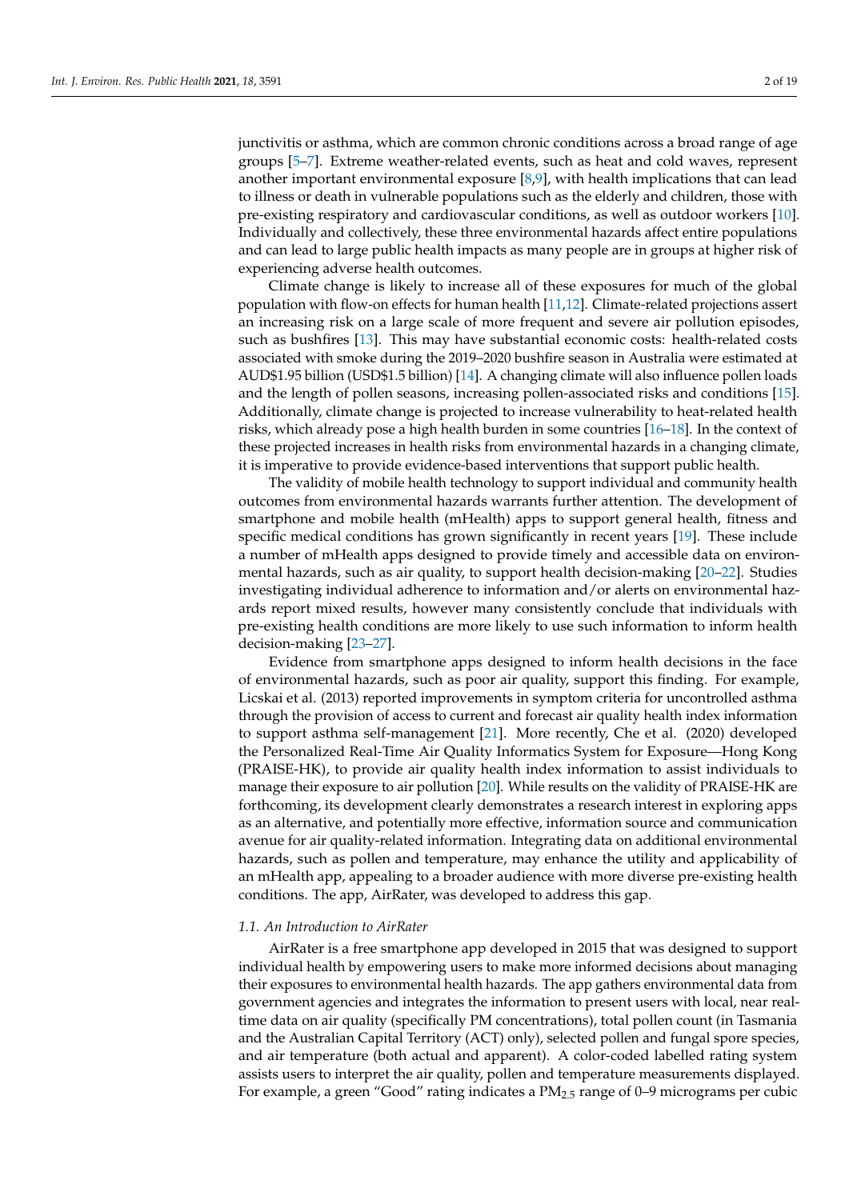junctivitis or asthma, which are common chronic conditions across a broad range of age groups [5–7]. Extreme weather-related events, such as heat and cold waves, represent another important environmental exposure [8,9], with health implications that can lead to illness or death in vulnerable populations such as the elderly and children, those with pre-existing respiratory and cardiovascular conditions, as well as outdoor workers [10]. Individually and collectively, these three environmental hazards affect entire populations and can lead to large public health impacts as many people are in groups at higher risk of experiencing adverse health outcomes.

Climate change is likely to increase all of these exposures for much of the global population with flow-on effects for human health [11,12]. Climate-related projections assert an increasing risk on a large scale of more frequent and severe air pollution episodes, such as bushfires [13]. This may have substantial economic costs: health-related costs associated with smoke during the 2019–2020 bushfire season in Australia were estimated at AUD$1.95 billion (USD$1.5 billion) [14]. A changing climate will also influence pollen loads and the length of pollen seasons, increasing pollen-associated risks and conditions [15]. Additionally, climate change is projected to increase vulnerability to heat-related health risks, which already pose a high health burden in some countries [16–18]. In the context of these projected increases in health risks from environmental hazards in a changing climate, it is imperative to provide evidence-based interventions that support public health.

The validity of mobile health technology to support individual and community health outcomes from environmental hazards warrants further attention. The development of smartphone and mobile health (mHealth) apps to support general health, fitness and specific medical conditions has grown significantly in recent years [19]. These include a number of mHealth apps designed to provide timely and accessible data on environmental hazards, such as air quality, to support health decision-making [20–22]. Studies investigating individual adherence to information and/or alerts on environmental hazards report mixed results, however many consistently conclude that individuals with pre-existing health conditions are more likely to use such information to inform health decision-making [23–27].

Evidence from smartphone apps designed to inform health decisions in the face of environmental hazards, such as poor air quality, support this finding. For example, Licskai et al. (2013) reported improvements in symptom criteria for uncontrolled asthma through the provision of access to current and forecast air quality health index information to support asthma self-management [21]. More recently, Che et al. (2020) developed the Personalized Real-Time Air Quality Informatics System for Exposure—Hong Kong (PRAISE-HK), to provide air quality health index information to assist individuals to manage their exposure to air pollution [20]. While results on the validity of PRAISE-HK are forthcoming, its development clearly demonstrates a research interest in exploring apps as an alternative, and potentially more effective, information source and communication avenue for air quality-related information. Integrating data on additional environmental hazards, such as pollen and temperature, may enhance the utility and applicability of an mHealth app, appealing to a broader audience with more diverse pre-existing health conditions. The app, AirRater, was developed to address this gap.

### 1.1. An Introduction to AirRater

AirRater is a free smartphone app developed in 2015 that was designed to support individual health by empowering users to make more informed decisions about managing their exposures to environmental health hazards. The app gathers environmental data from government agencies and integrates the information to present users with local, near real-time data on air quality (specifically PM concentrations), total pollen count (in Tasmania and the Australian Capital Territory (ACT) only), selected pollen and fungal spore species, and air temperature (both actual and apparent). A color-coded labelled rating system assists users to interpret the air quality, pollen and temperature measurements displayed. For example, a green "Good" rating indicates a $PM_{2.5}$ range of 0–9 micrograms per cubic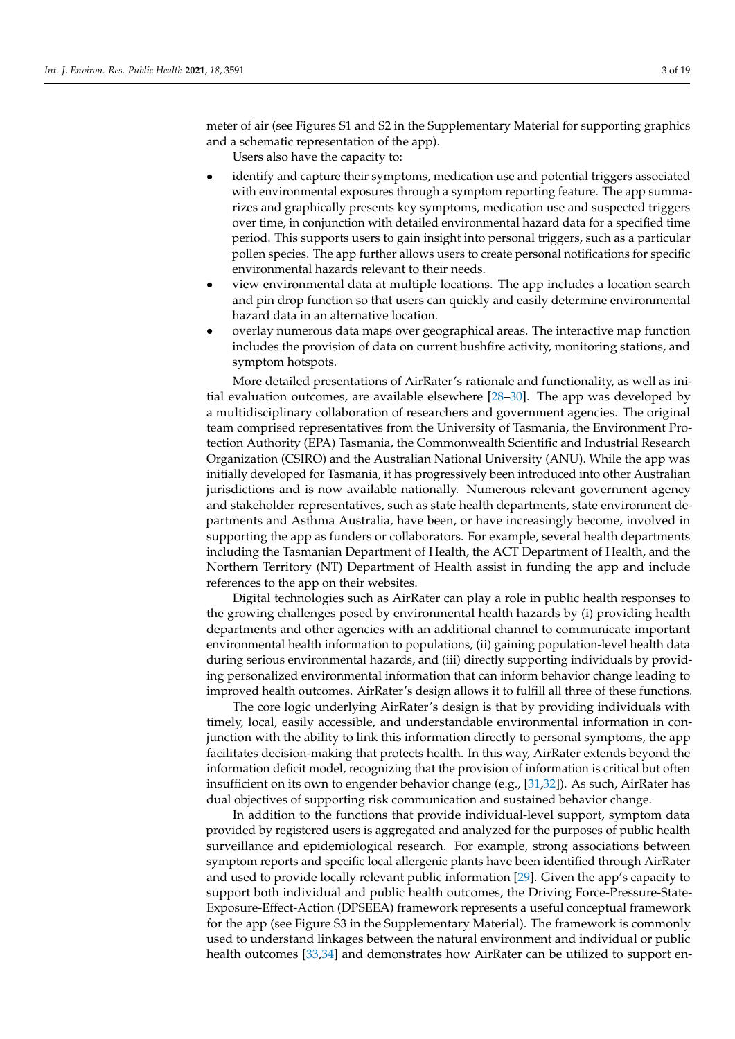meter of air (see Figures S1 and S2 in the Supplementary Material for supporting graphics and a schematic representation of the app).

Users also have the capacity to:

- identify and capture their symptoms, medication use and potential triggers associated with environmental exposures through a symptom reporting feature. The app summarizes and graphically presents key symptoms, medication use and suspected triggers over time, in conjunction with detailed environmental hazard data for a specified time period. This supports users to gain insight into personal triggers, such as a particular pollen species. The app further allows users to create personal notifications for specific environmental hazards relevant to their needs.
- view environmental data at multiple locations. The app includes a location search and pin drop function so that users can quickly and easily determine environmental hazard data in an alternative location.
- overlay numerous data maps over geographical areas. The interactive map function includes the provision of data on current bushfire activity, monitoring stations, and symptom hotspots.

More detailed presentations of AirRater's rationale and functionality, as well as initial evaluation outcomes, are available elsewhere [28–30]. The app was developed by a multidisciplinary collaboration of researchers and government agencies. The original team comprised representatives from the University of Tasmania, the Environment Protection Authority (EPA) Tasmania, the Commonwealth Scientific and Industrial Research Organization (CSIRO) and the Australian National University (ANU). While the app was initially developed for Tasmania, it has progressively been introduced into other Australian jurisdictions and is now available nationally. Numerous relevant government agency and stakeholder representatives, such as state health departments, state environment departments and Asthma Australia, have been, or have increasingly become, involved in supporting the app as funders or collaborators. For example, several health departments including the Tasmanian Department of Health, the ACT Department of Health, and the Northern Territory (NT) Department of Health assist in funding the app and include references to the app on their websites.

Digital technologies such as AirRater can play a role in public health responses to the growing challenges posed by environmental health hazards by (i) providing health departments and other agencies with an additional channel to communicate important environmental health information to populations, (ii) gaining population-level health data during serious environmental hazards, and (iii) directly supporting individuals by providing personalized environmental information that can inform behavior change leading to improved health outcomes. AirRater's design allows it to fulfill all three of these functions.

The core logic underlying AirRater's design is that by providing individuals with timely, local, easily accessible, and understandable environmental information in conjunction with the ability to link this information directly to personal symptoms, the app facilitates decision-making that protects health. In this way, AirRater extends beyond the information deficit model, recognizing that the provision of information is critical but often insufficient on its own to engender behavior change (e.g., [31,32]). As such, AirRater has dual objectives of supporting risk communication and sustained behavior change.

In addition to the functions that provide individual-level support, symptom data provided by registered users is aggregated and analyzed for the purposes of public health surveillance and epidemiological research. For example, strong associations between symptom reports and specific local allergenic plants have been identified through AirRater and used to provide locally relevant public information [29]. Given the app's capacity to support both individual and public health outcomes, the Driving Force-Pressure-State-Exposure-Effect-Action (DPSEEA) framework represents a useful conceptual framework for the app (see Figure S3 in the Supplementary Material). The framework is commonly used to understand linkages between the natural environment and individual or public health outcomes [33,34] and demonstrates how AirRater can be utilized to support en-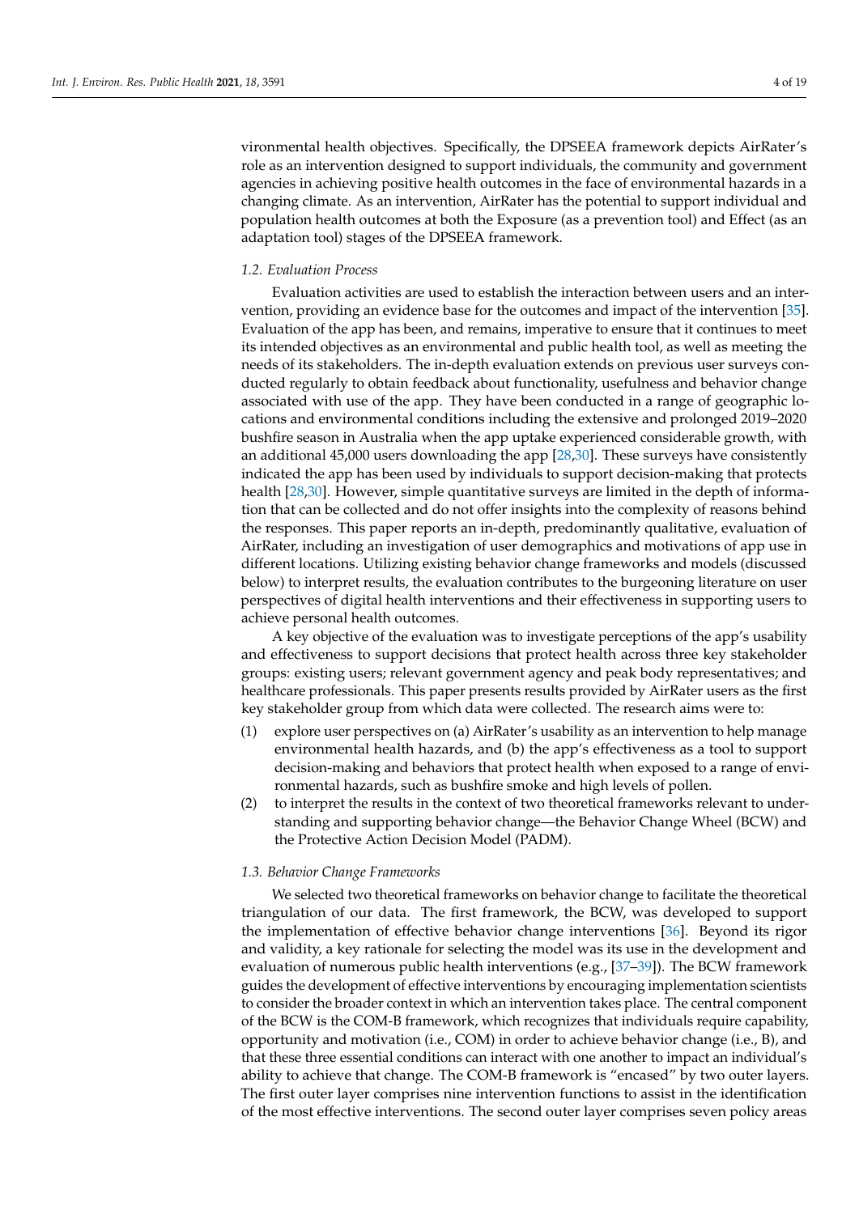vironmental health objectives. Specifically, the DPSEEA framework depicts AirRater's role as an intervention designed to support individuals, the community and government agencies in achieving positive health outcomes in the face of environmental hazards in a changing climate. As an intervention, AirRater has the potential to support individual and population health outcomes at both the Exposure (as a prevention tool) and Effect (as an adaptation tool) stages of the DPSEEA framework.

### *1.2. Evaluation Process*

Evaluation activities are used to establish the interaction between users and an intervention, providing an evidence base for the outcomes and impact of the intervention [35]. Evaluation of the app has been, and remains, imperative to ensure that it continues to meet its intended objectives as an environmental and public health tool, as well as meeting the needs of its stakeholders. The in-depth evaluation extends on previous user surveys conducted regularly to obtain feedback about functionality, usefulness and behavior change associated with use of the app. They have been conducted in a range of geographic locations and environmental conditions including the extensive and prolonged 2019–2020 bushfire season in Australia when the app uptake experienced considerable growth, with an additional 45,000 users downloading the app [28,30]. These surveys have consistently indicated the app has been used by individuals to support decision-making that protects health [28,30]. However, simple quantitative surveys are limited in the depth of information that can be collected and do not offer insights into the complexity of reasons behind the responses. This paper reports an in-depth, predominantly qualitative, evaluation of AirRater, including an investigation of user demographics and motivations of app use in different locations. Utilizing existing behavior change frameworks and models (discussed below) to interpret results, the evaluation contributes to the burgeoning literature on user perspectives of digital health interventions and their effectiveness in supporting users to achieve personal health outcomes.

A key objective of the evaluation was to investigate perceptions of the app's usability and effectiveness to support decisions that protect health across three key stakeholder groups: existing users; relevant government agency and peak body representatives; and healthcare professionals. This paper presents results provided by AirRater users as the first key stakeholder group from which data were collected. The research aims were to:

(1) explore user perspectives on (a) AirRater's usability as an intervention to help manage environmental health hazards, and (b) the app's effectiveness as a tool to support decision-making and behaviors that protect health when exposed to a range of environmental hazards, such as bushfire smoke and high levels of pollen.

(2) to interpret the results in the context of two theoretical frameworks relevant to understanding and supporting behavior change—the Behavior Change Wheel (BCW) and the Protective Action Decision Model (PADM).

### *1.3. Behavior Change Frameworks*

We selected two theoretical frameworks on behavior change to facilitate the theoretical triangulation of our data. The first framework, the BCW, was developed to support the implementation of effective behavior change interventions [36]. Beyond its rigor and validity, a key rationale for selecting the model was its use in the development and evaluation of numerous public health interventions (e.g., [37–39]). The BCW framework guides the development of effective interventions by encouraging implementation scientists to consider the broader context in which an intervention takes place. The central component of the BCW is the COM-B framework, which recognizes that individuals require capability, opportunity and motivation (i.e., COM) in order to achieve behavior change (i.e., B), and that these three essential conditions can interact with one another to impact an individual's ability to achieve that change. The COM-B framework is "encased" by two outer layers. The first outer layer comprises nine intervention functions to assist in the identification of the most effective interventions. The second outer layer comprises seven policy areas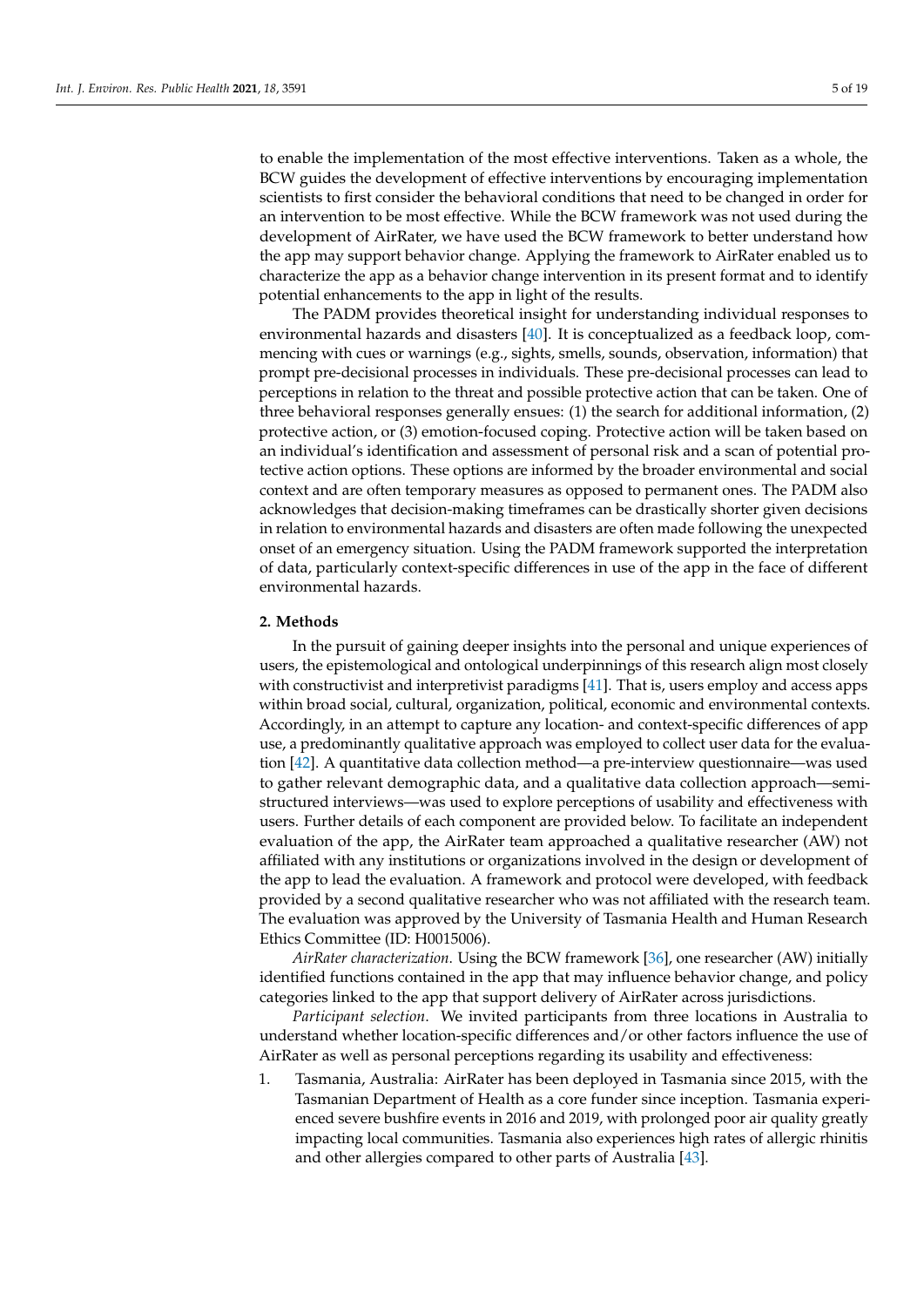to enable the implementation of the most effective interventions. Taken as a whole, the BCW guides the development of effective interventions by encouraging implementation scientists to first consider the behavioral conditions that need to be changed in order for an intervention to be most effective. While the BCW framework was not used during the development of AirRater, we have used the BCW framework to better understand how the app may support behavior change. Applying the framework to AirRater enabled us to characterize the app as a behavior change intervention in its present format and to identify potential enhancements to the app in light of the results.

The PADM provides theoretical insight for understanding individual responses to environmental hazards and disasters [40]. It is conceptualized as a feedback loop, commencing with cues or warnings (e.g., sights, smells, sounds, observation, information) that prompt pre-decisional processes in individuals. These pre-decisional processes can lead to perceptions in relation to the threat and possible protective action that can be taken. One of three behavioral responses generally ensues: (1) the search for additional information, (2) protective action, or (3) emotion-focused coping. Protective action will be taken based on an individual's identification and assessment of personal risk and a scan of potential protective action options. These options are informed by the broader environmental and social context and are often temporary measures as opposed to permanent ones. The PADM also acknowledges that decision-making timeframes can be drastically shorter given decisions in relation to environmental hazards and disasters are often made following the unexpected onset of an emergency situation. Using the PADM framework supported the interpretation of data, particularly context-specific differences in use of the app in the face of different environmental hazards.

## 2. Methods

In the pursuit of gaining deeper insights into the personal and unique experiences of users, the epistemological and ontological underpinnings of this research align most closely with constructivist and interpretivist paradigms [41]. That is, users employ and access apps within broad social, cultural, organization, political, economic and environmental contexts. Accordingly, in an attempt to capture any location- and context-specific differences of app use, a predominantly qualitative approach was employed to collect user data for the evaluation [42]. A quantitative data collection method—a pre-interview questionnaire—was used to gather relevant demographic data, and a qualitative data collection approach—semi-structured interviews—was used to explore perceptions of usability and effectiveness with users. Further details of each component are provided below. To facilitate an independent evaluation of the app, the AirRater team approached a qualitative researcher (AW) not affiliated with any institutions or organizations involved in the design or development of the app to lead the evaluation. A framework and protocol were developed, with feedback provided by a second qualitative researcher who was not affiliated with the research team. The evaluation was approved by the University of Tasmania Health and Human Research Ethics Committee (ID: H0015006).

*AirRater characterization*. Using the BCW framework [36], one researcher (AW) initially identified functions contained in the app that may influence behavior change, and policy categories linked to the app that support delivery of AirRater across jurisdictions.

*Participant selection*. We invited participants from three locations in Australia to understand whether location-specific differences and/or other factors influence the use of AirRater as well as personal perceptions regarding its usability and effectiveness:

1. Tasmania, Australia: AirRater has been deployed in Tasmania since 2015, with the Tasmanian Department of Health as a core funder since inception. Tasmania experienced severe bushfire events in 2016 and 2019, with prolonged poor air quality greatly impacting local communities. Tasmania also experiences high rates of allergic rhinitis and other allergies compared to other parts of Australia [43].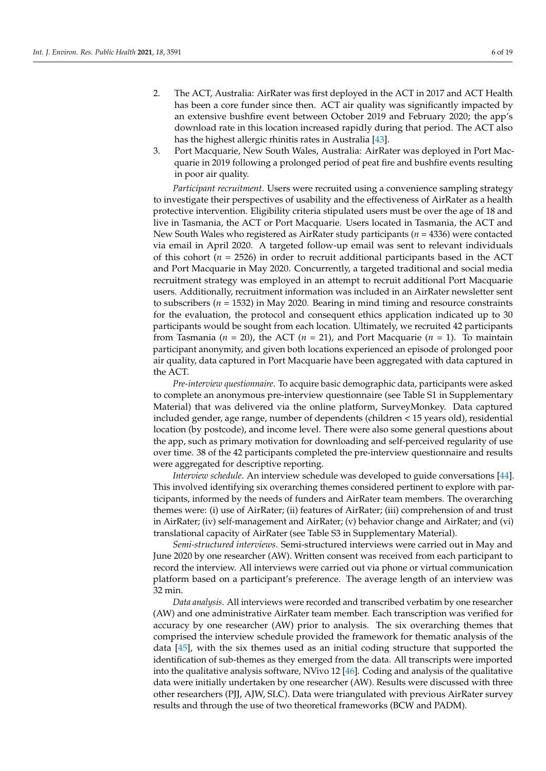2. The ACT, Australia: AirRater was first deployed in the ACT in 2017 and ACT Health has been a core funder since then. ACT air quality was significantly impacted by an extensive bushfire event between October 2019 and February 2020; the app's download rate in this location increased rapidly during that period. The ACT also has the highest allergic rhinitis rates in Australia [43].
3. Port Macquarie, New South Wales, Australia: AirRater was deployed in Port Macquarie in 2019 following a prolonged period of peat fire and bushfire events resulting in poor air quality.

*Participant recruitment*. Users were recruited using a convenience sampling strategy to investigate their perspectives of usability and the effectiveness of AirRater as a health protective intervention. Eligibility criteria stipulated users must be over the age of 18 and live in Tasmania, the ACT or Port Macquarie. Users located in Tasmania, the ACT and New South Wales who registered as AirRater study participants ($n$ = 4336) were contacted via email in April 2020. A targeted follow-up email was sent to relevant individuals of this cohort ($n$ = 2526) in order to recruit additional participants based in the ACT and Port Macquarie in May 2020. Concurrently, a targeted traditional and social media recruitment strategy was employed in an attempt to recruit additional Port Macquarie users. Additionally, recruitment information was included in an AirRater newsletter sent to subscribers ($n$ = 1532) in May 2020. Bearing in mind timing and resource constraints for the evaluation, the protocol and consequent ethics application indicated up to 30 participants would be sought from each location. Ultimately, we recruited 42 participants from Tasmania ($n$ = 20), the ACT ($n$ = 21), and Port Macquarie ($n$ = 1). To maintain participant anonymity, and given both locations experienced an episode of prolonged poor air quality, data captured in Port Macquarie have been aggregated with data captured in the ACT.

*Pre-interview questionnaire*. To acquire basic demographic data, participants were asked to complete an anonymous pre-interview questionnaire (see Table S1 in Supplementary Material) that was delivered via the online platform, SurveyMonkey. Data captured included gender, age range, number of dependents (children < 15 years old), residential location (by postcode), and income level. There were also some general questions about the app, such as primary motivation for downloading and self-perceived regularity of use over time. 38 of the 42 participants completed the pre-interview questionnaire and results were aggregated for descriptive reporting.

*Interview schedule*. An interview schedule was developed to guide conversations [44]. This involved identifying six overarching themes considered pertinent to explore with participants, informed by the needs of funders and AirRater team members. The overarching themes were: (i) use of AirRater; (ii) features of AirRater; (iii) comprehension of and trust in AirRater; (iv) self-management and AirRater; (v) behavior change and AirRater; and (vi) translational capacity of AirRater (see Table S3 in Supplementary Material).

*Semi-structured interviews*. Semi-structured interviews were carried out in May and June 2020 by one researcher (AW). Written consent was received from each participant to record the interview. All interviews were carried out via phone or virtual communication platform based on a participant's preference. The average length of an interview was 32 min.

*Data analysis*. All interviews were recorded and transcribed verbatim by one researcher (AW) and one administrative AirRater team member. Each transcription was verified for accuracy by one researcher (AW) prior to analysis. The six overarching themes that comprised the interview schedule provided the framework for thematic analysis of the data [45], with the six themes used as an initial coding structure that supported the identification of sub-themes as they emerged from the data. All transcripts were imported into the qualitative analysis software, NVivo 12 [46]. Coding and analysis of the qualitative data were initially undertaken by one researcher (AW). Results were discussed with three other researchers (PJJ, AJW, SLC). Data were triangulated with previous AirRater survey results and through the use of two theoretical frameworks (BCW and PADM).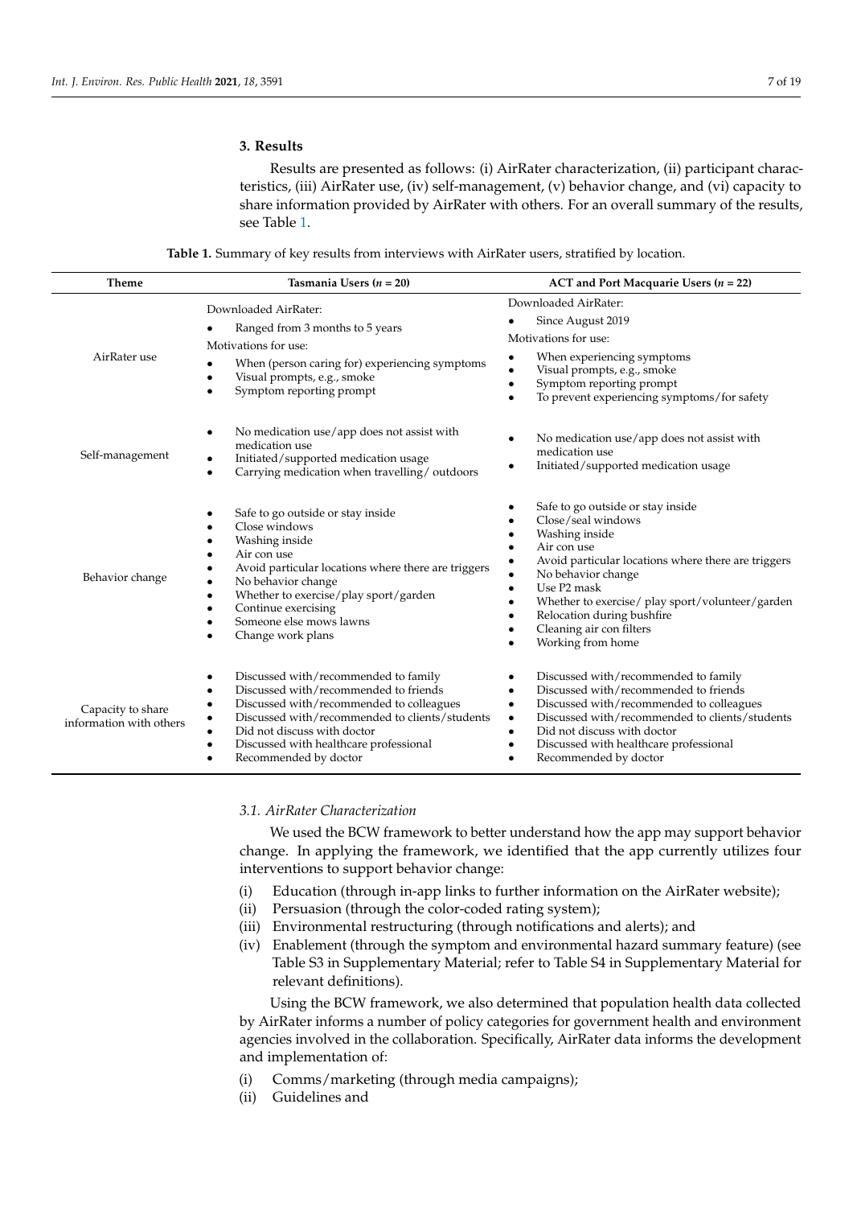## 3. Results

Results are presented as follows: (i) AirRater characterization, (ii) participant characteristics, (iii) AirRater use, (iv) self-management, (v) behavior change, and (vi) capacity to share information provided by AirRater with others. For an overall summary of the results, see Table 1.

**Table 1.** Summary of key results from interviews with AirRater users, stratified by location.

| Theme | Tasmania Users ($n$ = 20) | ACT and Port Macquarie Users ($n$ = 22) |
|---|---|---|
| AirRater use | Downloaded AirRater:<br>• Ranged from 3 months to 5 years<br>Motivations for use:<br>• When (person caring for) experiencing symptoms<br>• Visual prompts, e.g., smoke<br>• Symptom reporting prompt | Downloaded AirRater:<br>• Since August 2019<br>Motivations for use:<br>• When experiencing symptoms<br>• Visual prompts, e.g., smoke<br>• Symptom reporting prompt<br>• To prevent experiencing symptoms/for safety |
| Self-management | • No medication use/app does not assist with medication use<br>• Initiated/supported medication usage<br>• Carrying medication when travelling/ outdoors | • No medication use/app does not assist with medication use<br>• Initiated/supported medication usage |
| Behavior change | • Safe to go outside or stay inside<br>• Close windows<br>• Washing inside<br>• Air con use<br>• Avoid particular locations where there are triggers<br>• No behavior change<br>• Whether to exercise/play sport/garden<br>• Continue exercising<br>• Someone else mows lawns<br>• Change work plans | • Safe to go outside or stay inside<br>• Close/seal windows<br>• Washing inside<br>• Air con use<br>• Avoid particular locations where there are triggers<br>• No behavior change<br>• Use P2 mask<br>• Whether to exercise/ play sport/volunteer/garden<br>• Relocation during bushfire<br>• Cleaning air con filters<br>• Working from home |
| Capacity to share information with others | • Discussed with/recommended to family<br>• Discussed with/recommended to friends<br>• Discussed with/recommended to colleagues<br>• Discussed with/recommended to clients/students<br>• Did not discuss with doctor<br>• Discussed with healthcare professional<br>• Recommended by doctor | • Discussed with/recommended to family<br>• Discussed with/recommended to friends<br>• Discussed with/recommended to colleagues<br>• Discussed with/recommended to clients/students<br>• Did not discuss with doctor<br>• Discussed with healthcare professional<br>• Recommended by doctor |

### 3.1. AirRater Characterization

We used the BCW framework to better understand how the app may support behavior change. In applying the framework, we identified that the app currently utilizes four interventions to support behavior change:

(i) Education (through in-app links to further information on the AirRater website);
(ii) Persuasion (through the color-coded rating system);
(iii) Environmental restructuring (through notifications and alerts); and
(iv) Enablement (through the symptom and environmental hazard summary feature) (see Table S3 in Supplementary Material; refer to Table S4 in Supplementary Material for relevant definitions).

Using the BCW framework, we also determined that population health data collected by AirRater informs a number of policy categories for government health and environment agencies involved in the collaboration. Specifically, AirRater data informs the development and implementation of:

(i) Comms/marketing (through media campaigns);
(ii) Guidelines and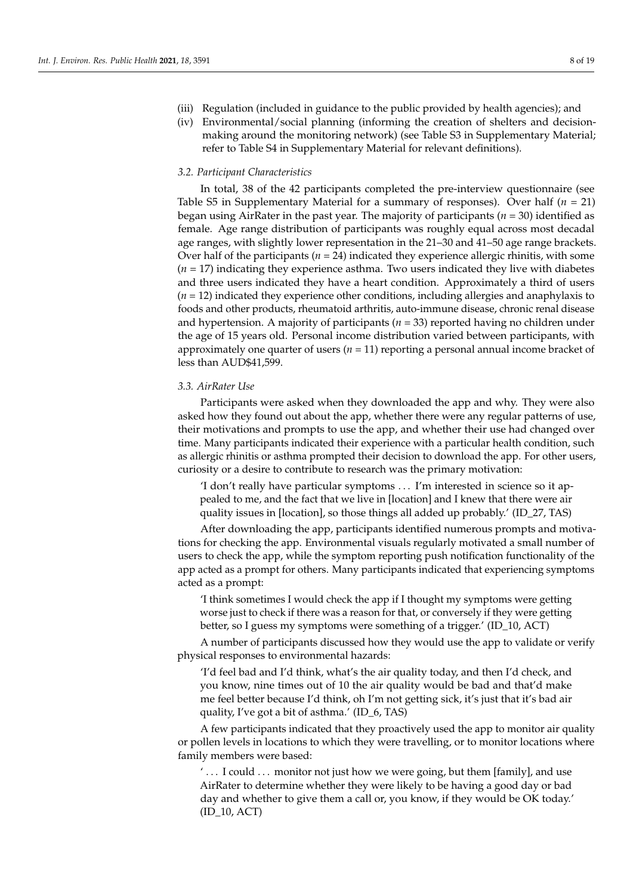(iii) Regulation (included in guidance to the public provided by health agencies); and

(iv) Environmental/social planning (informing the creation of shelters and decision-making around the monitoring network) (see Table S3 in Supplementary Material; refer to Table S4 in Supplementary Material for relevant definitions).

### *3.2. Participant Characteristics*

In total, 38 of the 42 participants completed the pre-interview questionnaire (see Table S5 in Supplementary Material for a summary of responses). Over half ($n$ = 21) began using AirRater in the past year. The majority of participants ($n$ = 30) identified as female. Age range distribution of participants was roughly equal across most decadal age ranges, with slightly lower representation in the 21–30 and 41–50 age range brackets. Over half of the participants ($n$ = 24) indicated they experience allergic rhinitis, with some ($n$ = 17) indicating they experience asthma. Two users indicated they live with diabetes and three users indicated they have a heart condition. Approximately a third of users ($n$ = 12) indicated they experience other conditions, including allergies and anaphylaxis to foods and other products, rheumatoid arthritis, auto-immune disease, chronic renal disease and hypertension. A majority of participants ($n$ = 33) reported having no children under the age of 15 years old. Personal income distribution varied between participants, with approximately one quarter of users ($n$ = 11) reporting a personal annual income bracket of less than AUD$41,599.

### *3.3. AirRater Use*

Participants were asked when they downloaded the app and why. They were also asked how they found out about the app, whether there were any regular patterns of use, their motivations and prompts to use the app, and whether their use had changed over time. Many participants indicated their experience with a particular health condition, such as allergic rhinitis or asthma prompted their decision to download the app. For other users, curiosity or a desire to contribute to research was the primary motivation:

> 'I don't really have particular symptoms . . . I'm interested in science so it appealed to me, and the fact that we live in [location] and I knew that there were air quality issues in [location], so those things all added up probably.' (ID_27, TAS)

After downloading the app, participants identified numerous prompts and motivations for checking the app. Environmental visuals regularly motivated a small number of users to check the app, while the symptom reporting push notification functionality of the app acted as a prompt for others. Many participants indicated that experiencing symptoms acted as a prompt:

> 'I think sometimes I would check the app if I thought my symptoms were getting worse just to check if there was a reason for that, or conversely if they were getting better, so I guess my symptoms were something of a trigger.' (ID_10, ACT)

A number of participants discussed how they would use the app to validate or verify physical responses to environmental hazards:

> 'I'd feel bad and I'd think, what's the air quality today, and then I'd check, and you know, nine times out of 10 the air quality would be bad and that'd make me feel better because I'd think, oh I'm not getting sick, it's just that it's bad air quality, I've got a bit of asthma.' (ID_6, TAS)

A few participants indicated that they proactively used the app to monitor air quality or pollen levels in locations to which they were travelling, or to monitor locations where family members were based:

> ' . . . I could . . . monitor not just how we were going, but them [family], and use AirRater to determine whether they were likely to be having a good day or bad day and whether to give them a call or, you know, if they would be OK today.' (ID_10, ACT)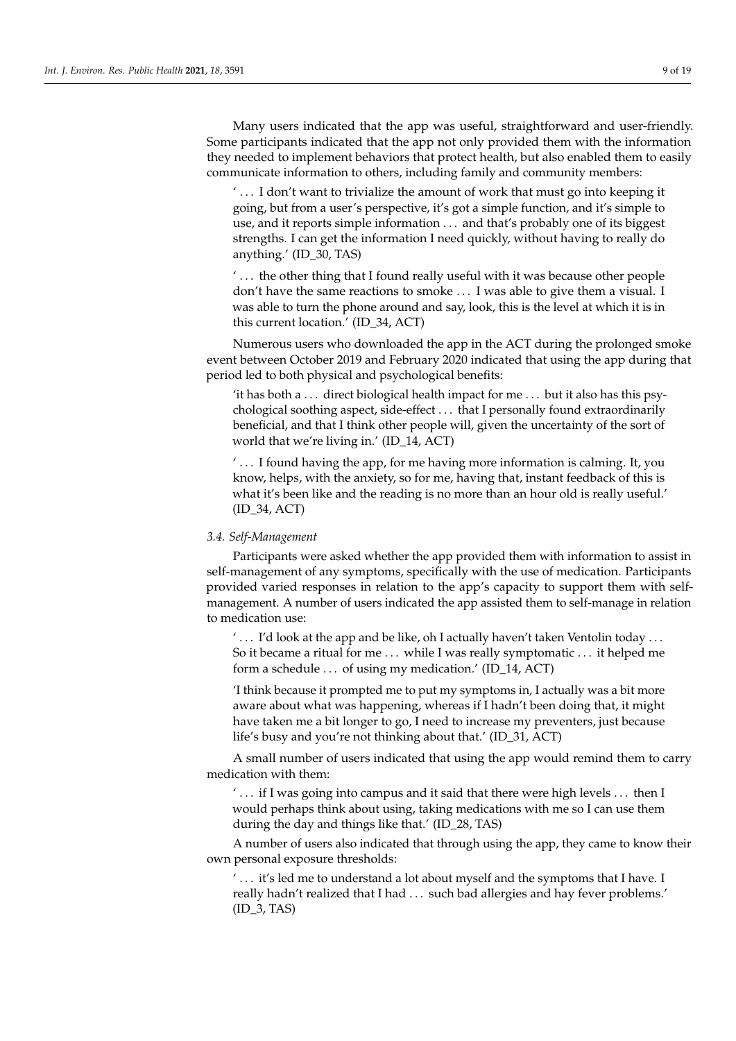Many users indicated that the app was useful, straightforward and user-friendly. Some participants indicated that the app not only provided them with the information they needed to implement behaviors that protect health, but also enabled them to easily communicate information to others, including family and community members:

> '... I don't want to trivialize the amount of work that must go into keeping it going, but from a user's perspective, it's got a simple function, and it's simple to use, and it reports simple information ... and that's probably one of its biggest strengths. I can get the information I need quickly, without having to really do anything.' (ID_30, TAS)

> '... the other thing that I found really useful with it was because other people don't have the same reactions to smoke ... I was able to give them a visual. I was able to turn the phone around and say, look, this is the level at which it is in this current location.' (ID_34, ACT)

Numerous users who downloaded the app in the ACT during the prolonged smoke event between October 2019 and February 2020 indicated that using the app during that period led to both physical and psychological benefits:

> 'it has both a ... direct biological health impact for me ... but it also has this psychological soothing aspect, side-effect ... that I personally found extraordinarily beneficial, and that I think other people will, given the uncertainty of the sort of world that we're living in.' (ID_14, ACT)

> '... I found having the app, for me having more information is calming. It, you know, helps, with the anxiety, so for me, having that, instant feedback of this is what it's been like and the reading is no more than an hour old is really useful.' (ID_34, ACT)

### *3.4. Self-Management*

Participants were asked whether the app provided them with information to assist in self-management of any symptoms, specifically with the use of medication. Participants provided varied responses in relation to the app's capacity to support them with self-management. A number of users indicated the app assisted them to self-manage in relation to medication use:

> '... I'd look at the app and be like, oh I actually haven't taken Ventolin today ... So it became a ritual for me ... while I was really symptomatic ... it helped me form a schedule ... of using my medication.' (ID_14, ACT)

> 'I think because it prompted me to put my symptoms in, I actually was a bit more aware about what was happening, whereas if I hadn't been doing that, it might have taken me a bit longer to go, I need to increase my preventers, just because life's busy and you're not thinking about that.' (ID_31, ACT)

A small number of users indicated that using the app would remind them to carry medication with them:

> '... if I was going into campus and it said that there were high levels ... then I would perhaps think about using, taking medications with me so I can use them during the day and things like that.' (ID_28, TAS)

A number of users also indicated that through using the app, they came to know their own personal exposure thresholds:

> '... it's led me to understand a lot about myself and the symptoms that I have. I really hadn't realized that I had ... such bad allergies and hay fever problems.' (ID_3, TAS)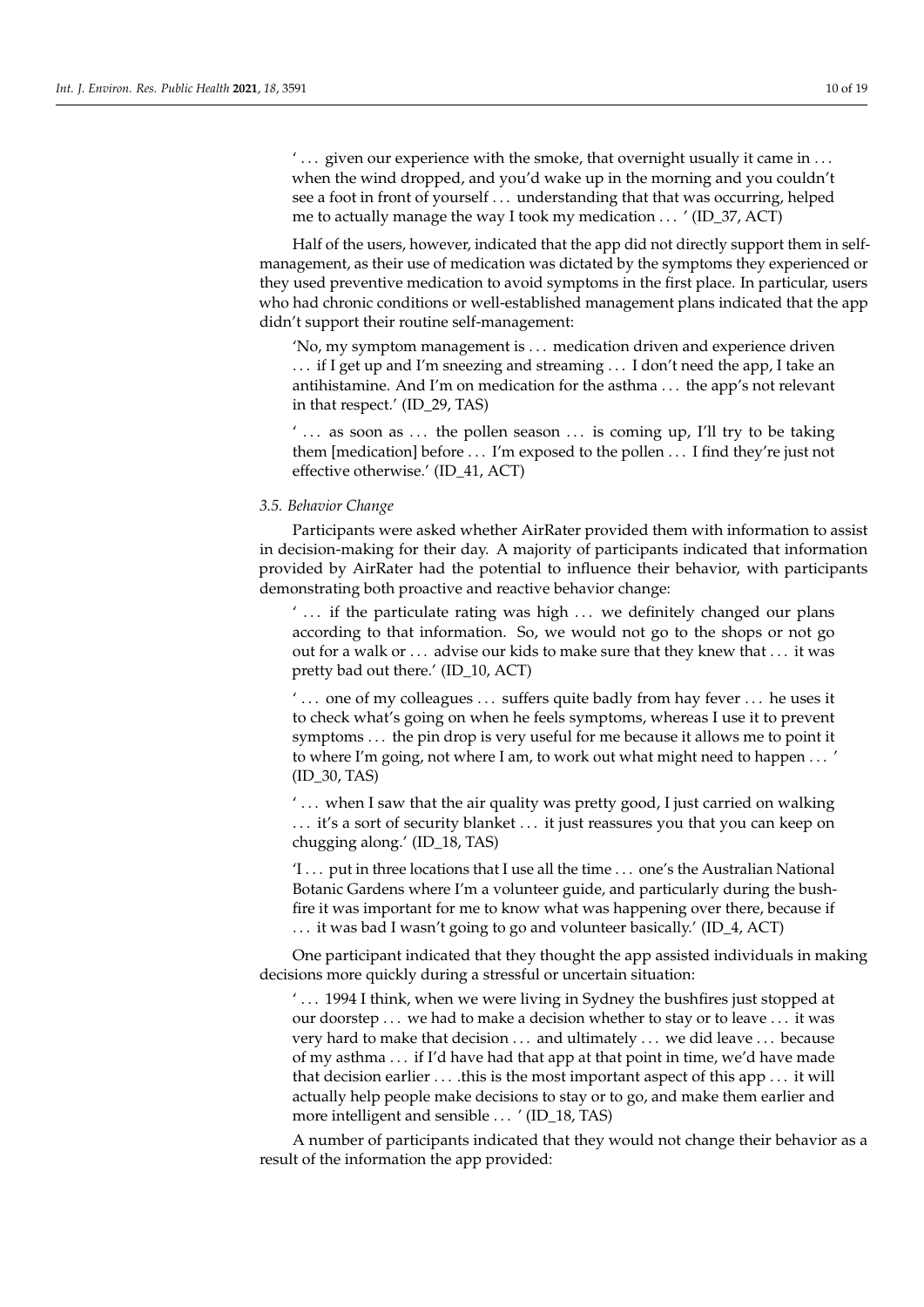'... given our experience with the smoke, that overnight usually it came in ... when the wind dropped, and you'd wake up in the morning and you couldn't see a foot in front of yourself ... understanding that that was occurring, helped me to actually manage the way I took my medication ... ' (ID_37, ACT)

Half of the users, however, indicated that the app did not directly support them in self-management, as their use of medication was dictated by the symptoms they experienced or they used preventive medication to avoid symptoms in the first place. In particular, users who had chronic conditions or well-established management plans indicated that the app didn't support their routine self-management:

> 'No, my symptom management is ... medication driven and experience driven ... if I get up and I'm sneezing and streaming ... I don't need the app, I take an antihistamine. And I'm on medication for the asthma ... the app's not relevant in that respect.' (ID_29, TAS)

> '... as soon as ... the pollen season ... is coming up, I'll try to be taking them [medication] before ... I'm exposed to the pollen ... I find they're just not effective otherwise.' (ID_41, ACT)

### 3.5. Behavior Change

Participants were asked whether AirRater provided them with information to assist in decision-making for their day. A majority of participants indicated that information provided by AirRater had the potential to influence their behavior, with participants demonstrating both proactive and reactive behavior change:

> '... if the particulate rating was high ... we definitely changed our plans according to that information. So, we would not go to the shops or not go out for a walk or ... advise our kids to make sure that they knew that ... it was pretty bad out there.' (ID_10, ACT)

> '... one of my colleagues ... suffers quite badly from hay fever ... he uses it to check what's going on when he feels symptoms, whereas I use it to prevent symptoms ... the pin drop is very useful for me because it allows me to point it to where I'm going, not where I am, to work out what might need to happen ... ' (ID_30, TAS)

> '... when I saw that the air quality was pretty good, I just carried on walking ... it's a sort of security blanket ... it just reassures you that you can keep on chugging along.' (ID_18, TAS)

> 'I ... put in three locations that I use all the time ... one's the Australian National Botanic Gardens where I'm a volunteer guide, and particularly during the bushfire it was important for me to know what was happening over there, because if ... it was bad I wasn't going to go and volunteer basically.' (ID_4, ACT)

One participant indicated that they thought the app assisted individuals in making decisions more quickly during a stressful or uncertain situation:

> '... 1994 I think, when we were living in Sydney the bushfires just stopped at our doorstep ... we had to make a decision whether to stay or to leave ... it was very hard to make that decision ... and ultimately ... we did leave ... because of my asthma ... if I'd have had that app at that point in time, we'd have made that decision earlier .... this is the most important aspect of this app ... it will actually help people make decisions to stay or to go, and make them earlier and more intelligent and sensible ... ' (ID_18, TAS)

A number of participants indicated that they would not change their behavior as a result of the information the app provided: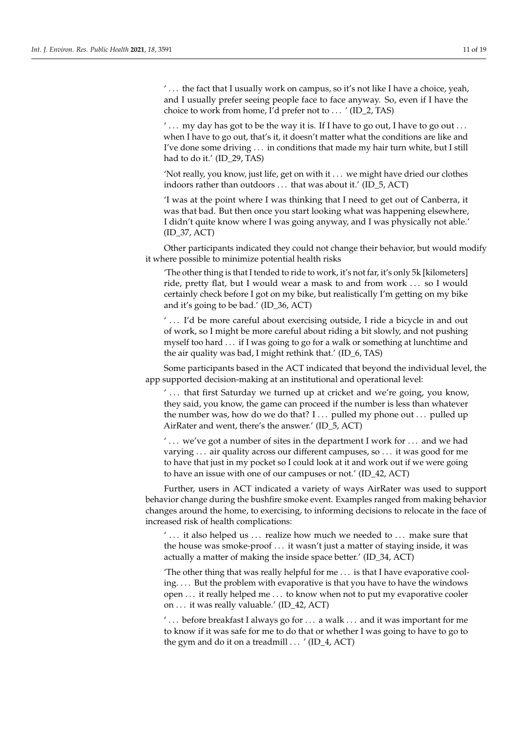'... the fact that I usually work on campus, so it's not like I have a choice, yeah, and I usually prefer seeing people face to face anyway. So, even if I have the choice to work from home, I'd prefer not to ... ' (ID_2, TAS)

'... my day has got to be the way it is. If I have to go out, I have to go out ... when I have to go out, that's it, it doesn't matter what the conditions are like and I've done some driving ... in conditions that made my hair turn white, but I still had to do it.' (ID_29, TAS)

'Not really, you know, just life, get on with it ... we might have dried our clothes indoors rather than outdoors ... that was about it.' (ID_5, ACT)

'I was at the point where I was thinking that I need to get out of Canberra, it was that bad. But then once you start looking what was happening elsewhere, I didn't quite know where I was going anyway, and I was physically not able.' (ID_37, ACT)

Other participants indicated they could not change their behavior, but would modify it where possible to minimize potential health risks

'The other thing is that I tended to ride to work, it's not far, it's only 5k [kilometers] ride, pretty flat, but I would wear a mask to and from work ... so I would certainly check before I got on my bike, but realistically I'm getting on my bike and it's going to be bad.' (ID_36, ACT)

'... I'd be more careful about exercising outside, I ride a bicycle in and out of work, so I might be more careful about riding a bit slowly, and not pushing myself too hard ... if I was going to go for a walk or something at lunchtime and the air quality was bad, I might rethink that.' (ID_6, TAS)

Some participants based in the ACT indicated that beyond the individual level, the app supported decision-making at an institutional and operational level:

'... that first Saturday we turned up at cricket and we're going, you know, they said, you know, the game can proceed if the number is less than whatever the number was, how do we do that? I ... pulled my phone out ... pulled up AirRater and went, there's the answer.' (ID_5, ACT)

'... we've got a number of sites in the department I work for ... and we had varying ... air quality across our different campuses, so ... it was good for me to have that just in my pocket so I could look at it and work out if we were going to have an issue with one of our campuses or not.' (ID_42, ACT)

Further, users in ACT indicated a variety of ways AirRater was used to support behavior change during the bushfire smoke event. Examples ranged from making behavior changes around the home, to exercising, to informing decisions to relocate in the face of increased risk of health complications:

'... it also helped us ... realize how much we needed to ... make sure that the house was smoke-proof ... it wasn't just a matter of staying inside, it was actually a matter of making the inside space better.' (ID_34, ACT)

'The other thing that was really helpful for me ... is that I have evaporative cooling. ... But the problem with evaporative is that you have to have the windows open ... it really helped me ... to know when not to put my evaporative cooler on ... it was really valuable.' (ID_42, ACT)

'... before breakfast I always go for ... a walk ... and it was important for me to know if it was safe for me to do that or whether I was going to have to go to the gym and do it on a treadmill ... ' (ID_4, ACT)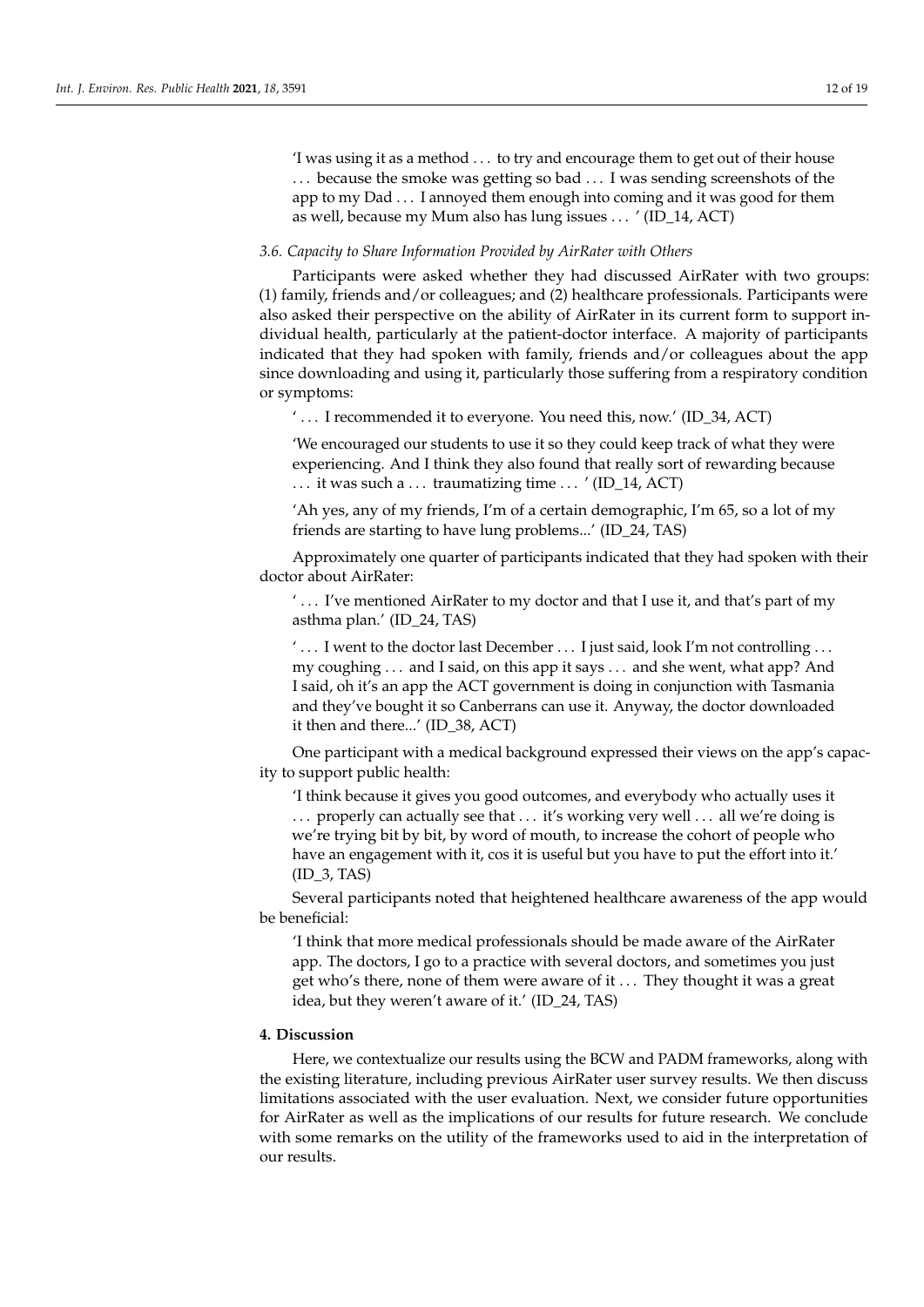'I was using it as a method . . . to try and encourage them to get out of their house . . . because the smoke was getting so bad . . . I was sending screenshots of the app to my Dad . . . I annoyed them enough into coming and it was good for them as well, because my Mum also has lung issues . . . ' (ID_14, ACT)

### *3.6. Capacity to Share Information Provided by AirRater with Others*

Participants were asked whether they had discussed AirRater with two groups: (1) family, friends and/or colleagues; and (2) healthcare professionals. Participants were also asked their perspective on the ability of AirRater in its current form to support individual health, particularly at the patient-doctor interface. A majority of participants indicated that they had spoken with family, friends and/or colleagues about the app since downloading and using it, particularly those suffering from a respiratory condition or symptoms:

' . . . I recommended it to everyone. You need this, now.' (ID_34, ACT)

'We encouraged our students to use it so they could keep track of what they were experiencing. And I think they also found that really sort of rewarding because . . . it was such a . . . traumatizing time . . . ' (ID_14, ACT)

'Ah yes, any of my friends, I'm of a certain demographic, I'm 65, so a lot of my friends are starting to have lung problems...' (ID_24, TAS)

Approximately one quarter of participants indicated that they had spoken with their doctor about AirRater:

' . . . I've mentioned AirRater to my doctor and that I use it, and that's part of my asthma plan.' (ID_24, TAS)

' . . . I went to the doctor last December . . . I just said, look I'm not controlling . . . my coughing . . . and I said, on this app it says . . . and she went, what app? And I said, oh it's an app the ACT government is doing in conjunction with Tasmania and they've bought it so Canberrans can use it. Anyway, the doctor downloaded it then and there...' (ID_38, ACT)

One participant with a medical background expressed their views on the app's capacity to support public health:

'I think because it gives you good outcomes, and everybody who actually uses it . . . properly can actually see that . . . it's working very well . . . all we're doing is we're trying bit by bit, by word of mouth, to increase the cohort of people who have an engagement with it, cos it is useful but you have to put the effort into it.' (ID_3, TAS)

Several participants noted that heightened healthcare awareness of the app would be beneficial:

'I think that more medical professionals should be made aware of the AirRater app. The doctors, I go to a practice with several doctors, and sometimes you just get who's there, none of them were aware of it . . . They thought it was a great idea, but they weren't aware of it.' (ID_24, TAS)

## **4. Discussion**

Here, we contextualize our results using the BCW and PADM frameworks, along with the existing literature, including previous AirRater user survey results. We then discuss limitations associated with the user evaluation. Next, we consider future opportunities for AirRater as well as the implications of our results for future research. We conclude with some remarks on the utility of the frameworks used to aid in the interpretation of our results.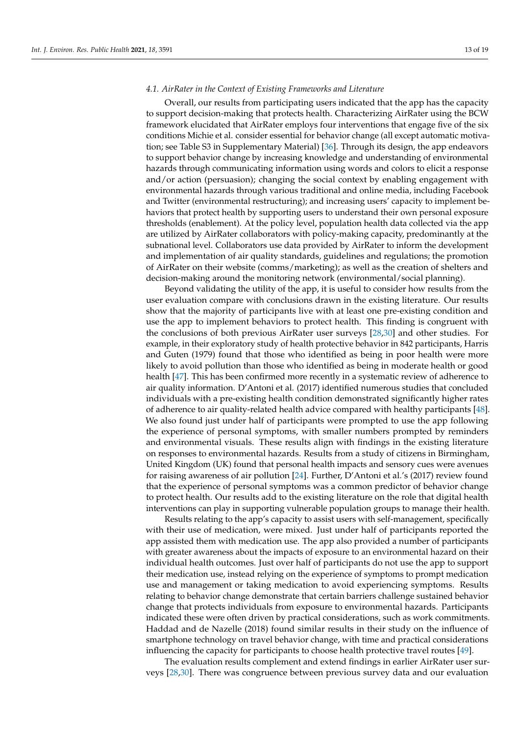### *4.1. AirRater in the Context of Existing Frameworks and Literature*

Overall, our results from participating users indicated that the app has the capacity to support decision-making that protects health. Characterizing AirRater using the BCW framework elucidated that AirRater employs four interventions that engage five of the six conditions Michie et al. consider essential for behavior change (all except automatic motivation; see Table S3 in Supplementary Material) [36]. Through its design, the app endeavors to support behavior change by increasing knowledge and understanding of environmental hazards through communicating information using words and colors to elicit a response and/or action (persuasion); changing the social context by enabling engagement with environmental hazards through various traditional and online media, including Facebook and Twitter (environmental restructuring); and increasing users' capacity to implement behaviors that protect health by supporting users to understand their own personal exposure thresholds (enablement). At the policy level, population health data collected via the app are utilized by AirRater collaborators with policy-making capacity, predominantly at the subnational level. Collaborators use data provided by AirRater to inform the development and implementation of air quality standards, guidelines and regulations; the promotion of AirRater on their website (comms/marketing); as well as the creation of shelters and decision-making around the monitoring network (environmental/social planning).

Beyond validating the utility of the app, it is useful to consider how results from the user evaluation compare with conclusions drawn in the existing literature. Our results show that the majority of participants live with at least one pre-existing condition and use the app to implement behaviors to protect health. This finding is congruent with the conclusions of both previous AirRater user surveys [28,30] and other studies. For example, in their exploratory study of health protective behavior in 842 participants, Harris and Guten (1979) found that those who identified as being in poor health were more likely to avoid pollution than those who identified as being in moderate health or good health [47]. This has been confirmed more recently in a systematic review of adherence to air quality information. D'Antoni et al. (2017) identified numerous studies that concluded individuals with a pre-existing health condition demonstrated significantly higher rates of adherence to air quality-related health advice compared with healthy participants [48]. We also found just under half of participants were prompted to use the app following the experience of personal symptoms, with smaller numbers prompted by reminders and environmental visuals. These results align with findings in the existing literature on responses to environmental hazards. Results from a study of citizens in Birmingham, United Kingdom (UK) found that personal health impacts and sensory cues were avenues for raising awareness of air pollution [24]. Further, D'Antoni et al.'s (2017) review found that the experience of personal symptoms was a common predictor of behavior change to protect health. Our results add to the existing literature on the role that digital health interventions can play in supporting vulnerable population groups to manage their health.

Results relating to the app's capacity to assist users with self-management, specifically with their use of medication, were mixed. Just under half of participants reported the app assisted them with medication use. The app also provided a number of participants with greater awareness about the impacts of exposure to an environmental hazard on their individual health outcomes. Just over half of participants do not use the app to support their medication use, instead relying on the experience of symptoms to prompt medication use and management or taking medication to avoid experiencing symptoms. Results relating to behavior change demonstrate that certain barriers challenge sustained behavior change that protects individuals from exposure to environmental hazards. Participants indicated these were often driven by practical considerations, such as work commitments. Haddad and de Nazelle (2018) found similar results in their study on the influence of smartphone technology on travel behavior change, with time and practical considerations influencing the capacity for participants to choose health protective travel routes [49].

The evaluation results complement and extend findings in earlier AirRater user surveys [28,30]. There was congruence between previous survey data and our evaluation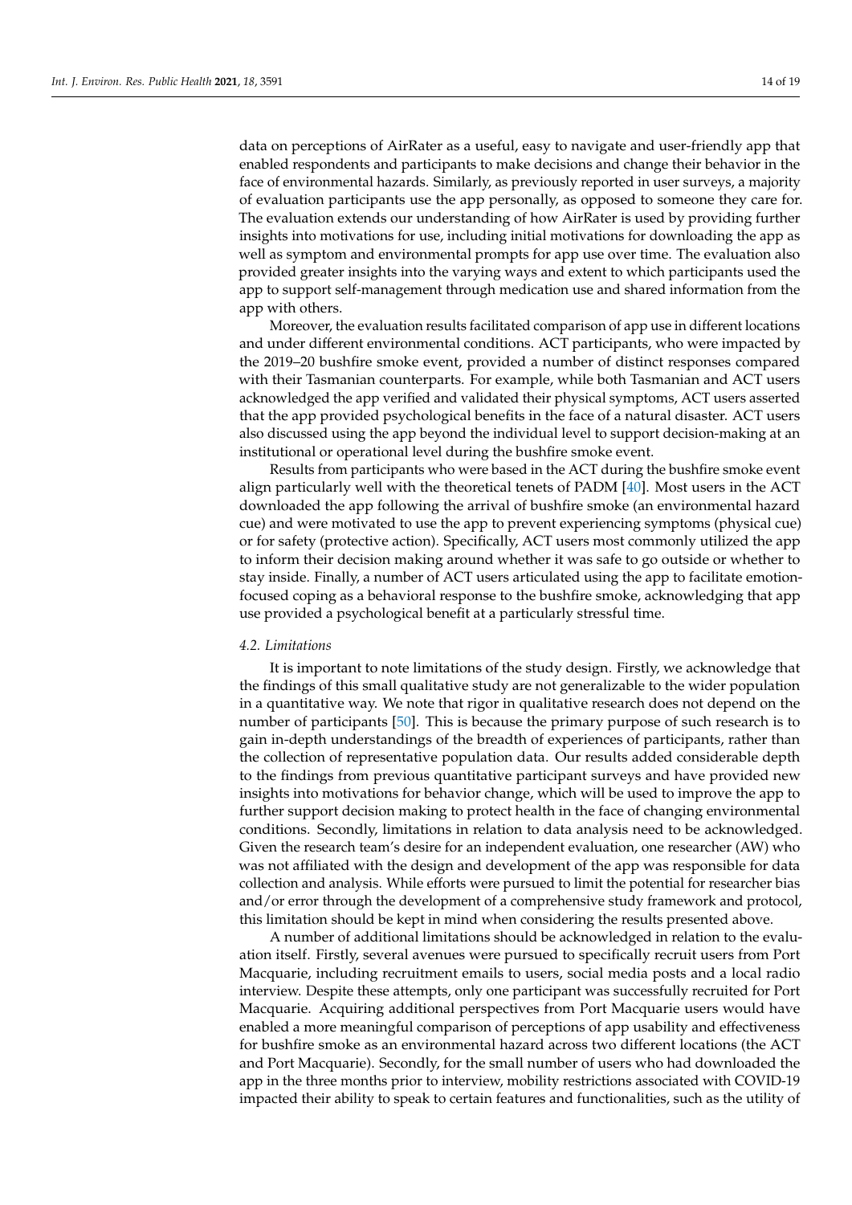data on perceptions of AirRater as a useful, easy to navigate and user-friendly app that enabled respondents and participants to make decisions and change their behavior in the face of environmental hazards. Similarly, as previously reported in user surveys, a majority of evaluation participants use the app personally, as opposed to someone they care for. The evaluation extends our understanding of how AirRater is used by providing further insights into motivations for use, including initial motivations for downloading the app as well as symptom and environmental prompts for app use over time. The evaluation also provided greater insights into the varying ways and extent to which participants used the app to support self-management through medication use and shared information from the app with others.

Moreover, the evaluation results facilitated comparison of app use in different locations and under different environmental conditions. ACT participants, who were impacted by the 2019–20 bushfire smoke event, provided a number of distinct responses compared with their Tasmanian counterparts. For example, while both Tasmanian and ACT users acknowledged the app verified and validated their physical symptoms, ACT users asserted that the app provided psychological benefits in the face of a natural disaster. ACT users also discussed using the app beyond the individual level to support decision-making at an institutional or operational level during the bushfire smoke event.

Results from participants who were based in the ACT during the bushfire smoke event align particularly well with the theoretical tenets of PADM [40]. Most users in the ACT downloaded the app following the arrival of bushfire smoke (an environmental hazard cue) and were motivated to use the app to prevent experiencing symptoms (physical cue) or for safety (protective action). Specifically, ACT users most commonly utilized the app to inform their decision making around whether it was safe to go outside or whether to stay inside. Finally, a number of ACT users articulated using the app to facilitate emotion-focused coping as a behavioral response to the bushfire smoke, acknowledging that app use provided a psychological benefit at a particularly stressful time.

### *4.2. Limitations*

It is important to note limitations of the study design. Firstly, we acknowledge that the findings of this small qualitative study are not generalizable to the wider population in a quantitative way. We note that rigor in qualitative research does not depend on the number of participants [50]. This is because the primary purpose of such research is to gain in-depth understandings of the breadth of experiences of participants, rather than the collection of representative population data. Our results added considerable depth to the findings from previous quantitative participant surveys and have provided new insights into motivations for behavior change, which will be used to improve the app to further support decision making to protect health in the face of changing environmental conditions. Secondly, limitations in relation to data analysis need to be acknowledged. Given the research team's desire for an independent evaluation, one researcher (AW) who was not affiliated with the design and development of the app was responsible for data collection and analysis. While efforts were pursued to limit the potential for researcher bias and/or error through the development of a comprehensive study framework and protocol, this limitation should be kept in mind when considering the results presented above.

A number of additional limitations should be acknowledged in relation to the evaluation itself. Firstly, several avenues were pursued to specifically recruit users from Port Macquarie, including recruitment emails to users, social media posts and a local radio interview. Despite these attempts, only one participant was successfully recruited for Port Macquarie. Acquiring additional perspectives from Port Macquarie users would have enabled a more meaningful comparison of perceptions of app usability and effectiveness for bushfire smoke as an environmental hazard across two different locations (the ACT and Port Macquarie). Secondly, for the small number of users who had downloaded the app in the three months prior to interview, mobility restrictions associated with COVID-19 impacted their ability to speak to certain features and functionalities, such as the utility of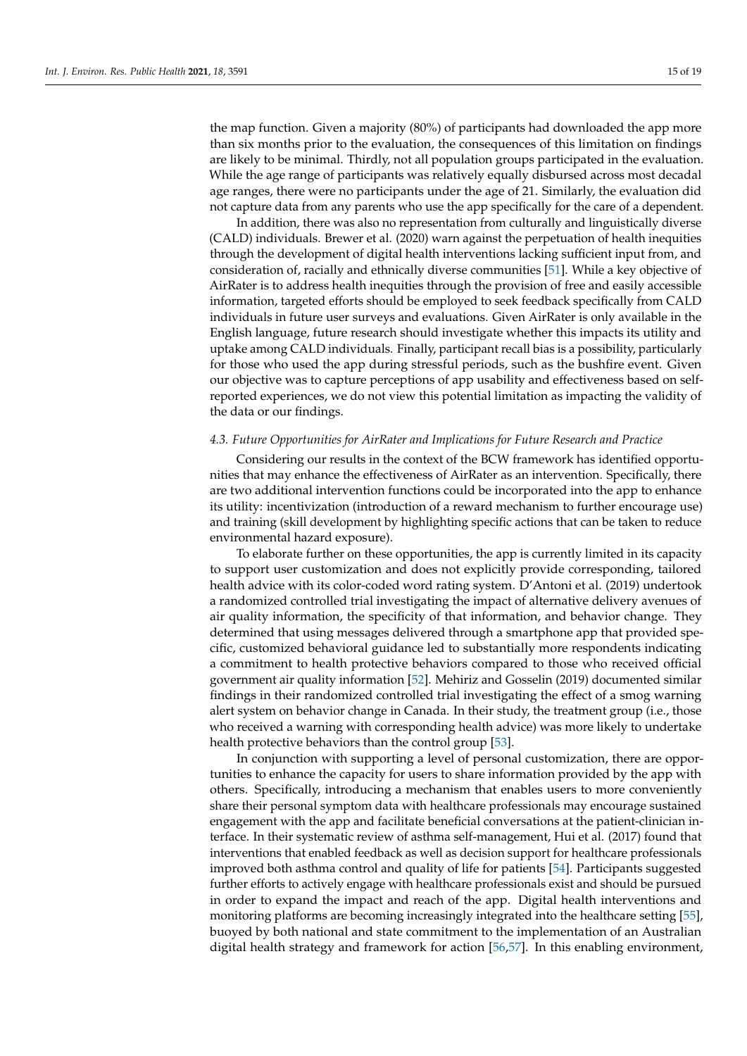the map function. Given a majority (80%) of participants had downloaded the app more than six months prior to the evaluation, the consequences of this limitation on findings are likely to be minimal. Thirdly, not all population groups participated in the evaluation. While the age range of participants was relatively equally disbursed across most decadal age ranges, there were no participants under the age of 21. Similarly, the evaluation did not capture data from any parents who use the app specifically for the care of a dependent.

In addition, there was also no representation from culturally and linguistically diverse (CALD) individuals. Brewer et al. (2020) warn against the perpetuation of health inequities through the development of digital health interventions lacking sufficient input from, and consideration of, racially and ethnically diverse communities [51]. While a key objective of AirRater is to address health inequities through the provision of free and easily accessible information, targeted efforts should be employed to seek feedback specifically from CALD individuals in future user surveys and evaluations. Given AirRater is only available in the English language, future research should investigate whether this impacts its utility and uptake among CALD individuals. Finally, participant recall bias is a possibility, particularly for those who used the app during stressful periods, such as the bushfire event. Given our objective was to capture perceptions of app usability and effectiveness based on self-reported experiences, we do not view this potential limitation as impacting the validity of the data or our findings.

### *4.3. Future Opportunities for AirRater and Implications for Future Research and Practice*

Considering our results in the context of the BCW framework has identified opportunities that may enhance the effectiveness of AirRater as an intervention. Specifically, there are two additional intervention functions could be incorporated into the app to enhance its utility: incentivization (introduction of a reward mechanism to further encourage use) and training (skill development by highlighting specific actions that can be taken to reduce environmental hazard exposure).

To elaborate further on these opportunities, the app is currently limited in its capacity to support user customization and does not explicitly provide corresponding, tailored health advice with its color-coded word rating system. D'Antoni et al. (2019) undertook a randomized controlled trial investigating the impact of alternative delivery avenues of air quality information, the specificity of that information, and behavior change. They determined that using messages delivered through a smartphone app that provided specific, customized behavioral guidance led to substantially more respondents indicating a commitment to health protective behaviors compared to those who received official government air quality information [52]. Mehiriz and Gosselin (2019) documented similar findings in their randomized controlled trial investigating the effect of a smog warning alert system on behavior change in Canada. In their study, the treatment group (i.e., those who received a warning with corresponding health advice) was more likely to undertake health protective behaviors than the control group [53].

In conjunction with supporting a level of personal customization, there are opportunities to enhance the capacity for users to share information provided by the app with others. Specifically, introducing a mechanism that enables users to more conveniently share their personal symptom data with healthcare professionals may encourage sustained engagement with the app and facilitate beneficial conversations at the patient-clinician interface. In their systematic review of asthma self-management, Hui et al. (2017) found that interventions that enabled feedback as well as decision support for healthcare professionals improved both asthma control and quality of life for patients [54]. Participants suggested further efforts to actively engage with healthcare professionals exist and should be pursued in order to expand the impact and reach of the app. Digital health interventions and monitoring platforms are becoming increasingly integrated into the healthcare setting [55], buoyed by both national and state commitment to the implementation of an Australian digital health strategy and framework for action [56,57]. In this enabling environment,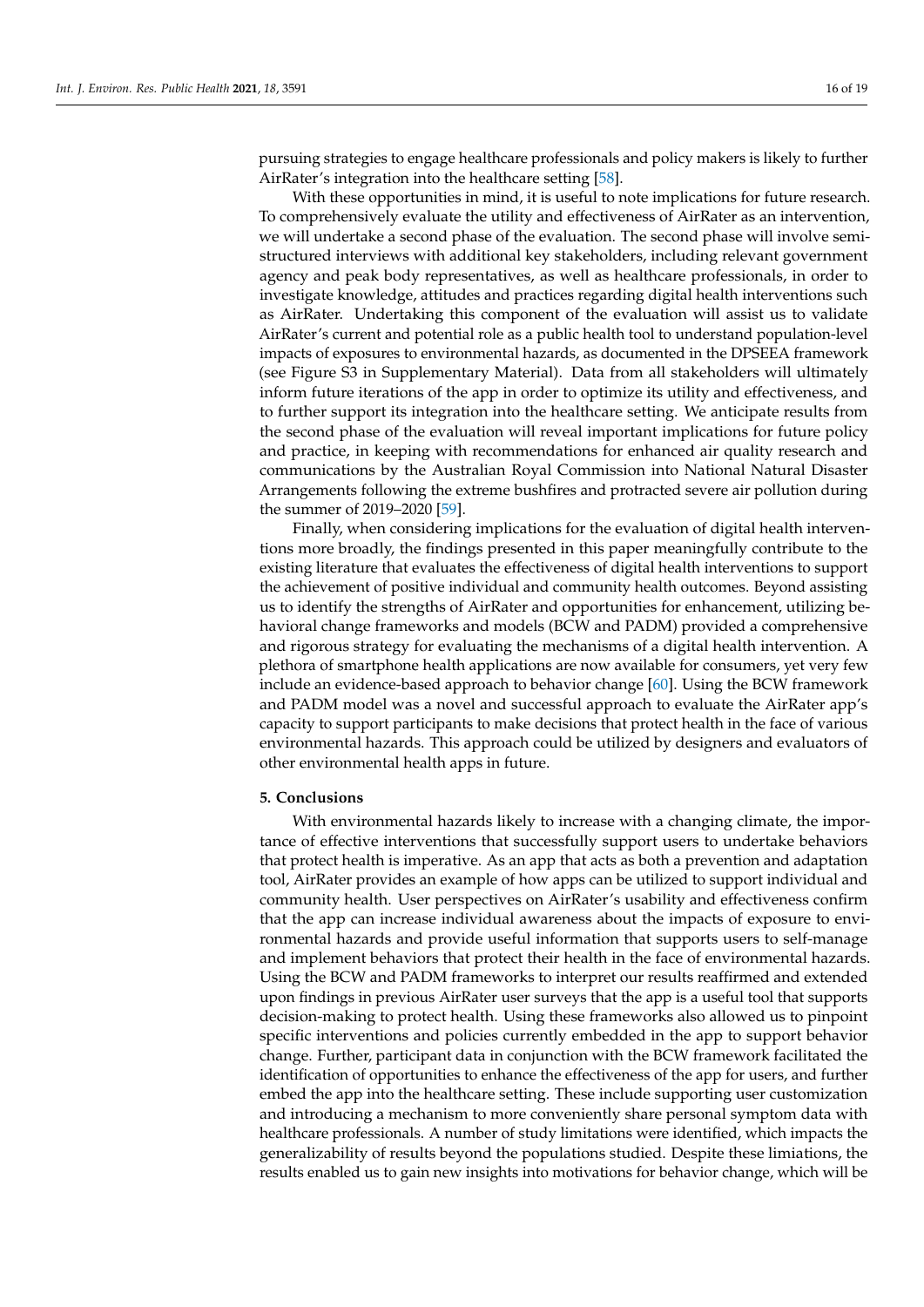pursuing strategies to engage healthcare professionals and policy makers is likely to further AirRater's integration into the healthcare setting [58].

With these opportunities in mind, it is useful to note implications for future research. To comprehensively evaluate the utility and effectiveness of AirRater as an intervention, we will undertake a second phase of the evaluation. The second phase will involve semi-structured interviews with additional key stakeholders, including relevant government agency and peak body representatives, as well as healthcare professionals, in order to investigate knowledge, attitudes and practices regarding digital health interventions such as AirRater. Undertaking this component of the evaluation will assist us to validate AirRater's current and potential role as a public health tool to understand population-level impacts of exposures to environmental hazards, as documented in the DPSEEA framework (see Figure S3 in Supplementary Material). Data from all stakeholders will ultimately inform future iterations of the app in order to optimize its utility and effectiveness, and to further support its integration into the healthcare setting. We anticipate results from the second phase of the evaluation will reveal important implications for future policy and practice, in keeping with recommendations for enhanced air quality research and communications by the Australian Royal Commission into National Natural Disaster Arrangements following the extreme bushfires and protracted severe air pollution during the summer of 2019–2020 [59].

Finally, when considering implications for the evaluation of digital health interventions more broadly, the findings presented in this paper meaningfully contribute to the existing literature that evaluates the effectiveness of digital health interventions to support the achievement of positive individual and community health outcomes. Beyond assisting us to identify the strengths of AirRater and opportunities for enhancement, utilizing behavioral change frameworks and models (BCW and PADM) provided a comprehensive and rigorous strategy for evaluating the mechanisms of a digital health intervention. A plethora of smartphone health applications are now available for consumers, yet very few include an evidence-based approach to behavior change [60]. Using the BCW framework and PADM model was a novel and successful approach to evaluate the AirRater app's capacity to support participants to make decisions that protect health in the face of various environmental hazards. This approach could be utilized by designers and evaluators of other environmental health apps in future.

## 5. Conclusions

With environmental hazards likely to increase with a changing climate, the importance of effective interventions that successfully support users to undertake behaviors that protect health is imperative. As an app that acts as both a prevention and adaptation tool, AirRater provides an example of how apps can be utilized to support individual and community health. User perspectives on AirRater's usability and effectiveness confirm that the app can increase individual awareness about the impacts of exposure to environmental hazards and provide useful information that supports users to self-manage and implement behaviors that protect their health in the face of environmental hazards. Using the BCW and PADM frameworks to interpret our results reaffirmed and extended upon findings in previous AirRater user surveys that the app is a useful tool that supports decision-making to protect health. Using these frameworks also allowed us to pinpoint specific interventions and policies currently embedded in the app to support behavior change. Further, participant data in conjunction with the BCW framework facilitated the identification of opportunities to enhance the effectiveness of the app for users, and further embed the app into the healthcare setting. These include supporting user customization and introducing a mechanism to more conveniently share personal symptom data with healthcare professionals. A number of study limitations were identified, which impacts the generalizability of results beyond the populations studied. Despite these limiations, the results enabled us to gain new insights into motivations for behavior change, which will be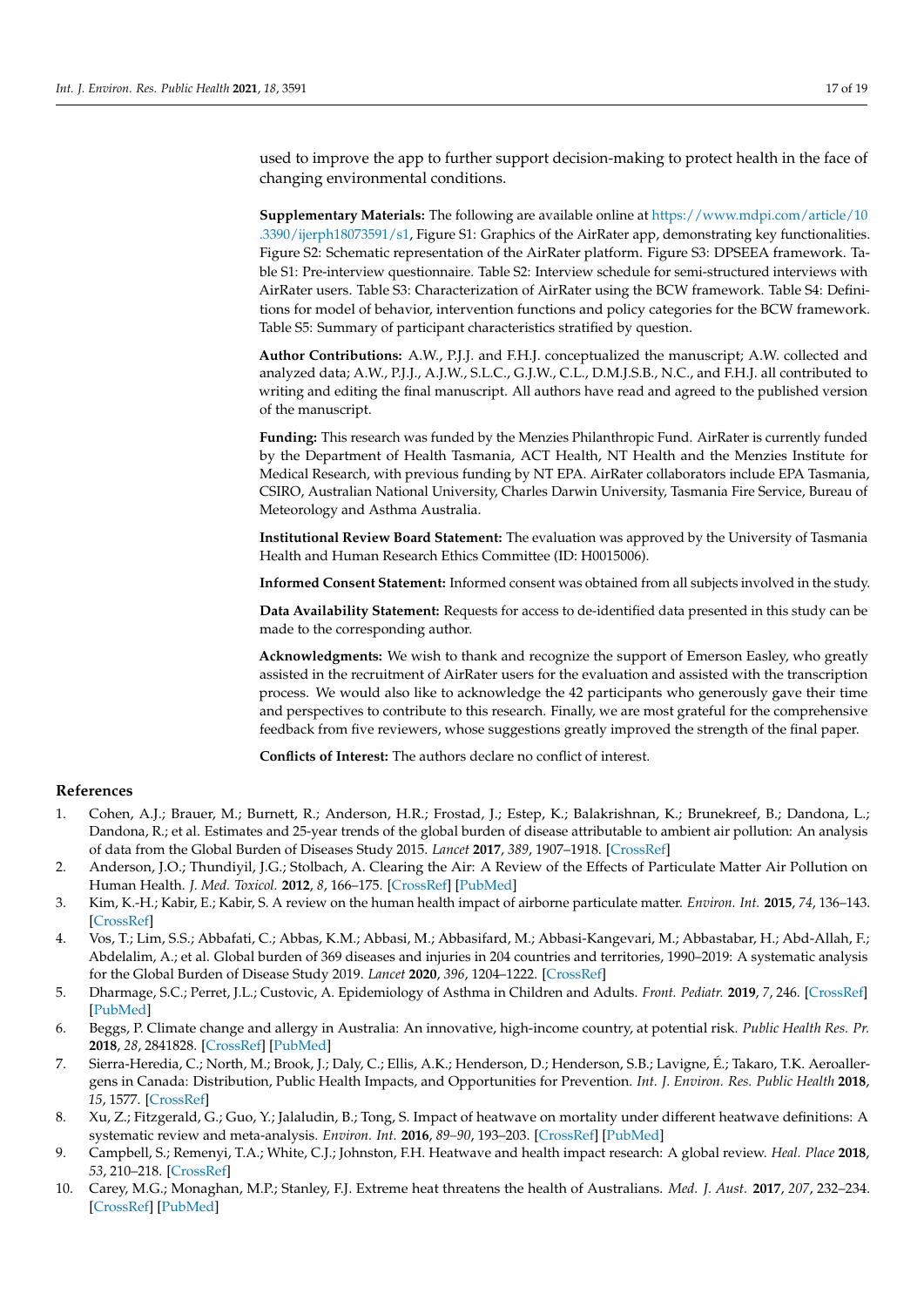used to improve the app to further support decision-making to protect health in the face of changing environmental conditions.

**Supplementary Materials:** The following are available online at https://www.mdpi.com/article/10.3390/ijerph18073591/s1, Figure S1: Graphics of the AirRater app, demonstrating key functionalities. Figure S2: Schematic representation of the AirRater platform. Figure S3: DPSEEA framework. Table S1: Pre-interview questionnaire. Table S2: Interview schedule for semi-structured interviews with AirRater users. Table S3: Characterization of AirRater using the BCW framework. Table S4: Definitions for model of behavior, intervention functions and policy categories for the BCW framework. Table S5: Summary of participant characteristics stratified by question.

**Author Contributions:** A.W., P.J.J. and F.H.J. conceptualized the manuscript; A.W. collected and analyzed data; A.W., P.J.J., A.J.W., S.L.C., G.J.W., C.L., D.M.J.S.B., N.C., and F.H.J. all contributed to writing and editing the final manuscript. All authors have read and agreed to the published version of the manuscript.

**Funding:** This research was funded by the Menzies Philanthropic Fund. AirRater is currently funded by the Department of Health Tasmania, ACT Health, NT Health and the Menzies Institute for Medical Research, with previous funding by NT EPA. AirRater collaborators include EPA Tasmania, CSIRO, Australian National University, Charles Darwin University, Tasmania Fire Service, Bureau of Meteorology and Asthma Australia.

**Institutional Review Board Statement:** The evaluation was approved by the University of Tasmania Health and Human Research Ethics Committee (ID: H0015006).

**Informed Consent Statement:** Informed consent was obtained from all subjects involved in the study.

**Data Availability Statement:** Requests for access to de-identified data presented in this study can be made to the corresponding author.

**Acknowledgments:** We wish to thank and recognize the support of Emerson Easley, who greatly assisted in the recruitment of AirRater users for the evaluation and assisted with the transcription process. We would also like to acknowledge the 42 participants who generously gave their time and perspectives to contribute to this research. Finally, we are most grateful for the comprehensive feedback from five reviewers, whose suggestions greatly improved the strength of the final paper.

**Conflicts of Interest:** The authors declare no conflict of interest.

## References

1. Cohen, A.J.; Brauer, M.; Burnett, R.; Anderson, H.R.; Frostad, J.; Estep, K.; Balakrishnan, K.; Brunekreef, B.; Dandona, L.; Dandona, R.; et al. Estimates and 25-year trends of the global burden of disease attributable to ambient air pollution: An analysis of data from the Global Burden of Diseases Study 2015. *Lancet* **2017**, *389*, 1907–1918. [CrossRef]
2. Anderson, J.O.; Thundiyil, J.G.; Stolbach, A. Clearing the Air: A Review of the Effects of Particulate Matter Air Pollution on Human Health. *J. Med. Toxicol.* **2012**, *8*, 166–175. [CrossRef] [PubMed]
3. Kim, K.-H.; Kabir, E.; Kabir, S. A review on the human health impact of airborne particulate matter. *Environ. Int.* **2015**, *74*, 136–143. [CrossRef]
4. Vos, T.; Lim, S.S.; Abbafati, C.; Abbas, K.M.; Abbasi, M.; Abbasifard, M.; Abbasi-Kangevari, M.; Abbastabar, H.; Abd-Allah, F.; Abdelalim, A.; et al. Global burden of 369 diseases and injuries in 204 countries and territories, 1990–2019: A systematic analysis for the Global Burden of Disease Study 2019. *Lancet* **2020**, *396*, 1204–1222. [CrossRef]
5. Dharmage, S.C.; Perret, J.L.; Custovic, A. Epidemiology of Asthma in Children and Adults. *Front. Pediatr.* **2019**, *7*, 246. [CrossRef] [PubMed]
6. Beggs, P. Climate change and allergy in Australia: An innovative, high-income country, at potential risk. *Public Health Res. Pr.* **2018**, *28*, 2841828. [CrossRef] [PubMed]
7. Sierra-Heredia, C.; North, M.; Brook, J.; Daly, C.; Ellis, A.K.; Henderson, D.; Henderson, S.B.; Lavigne, É.; Takaro, T.K. Aeroallergens in Canada: Distribution, Public Health Impacts, and Opportunities for Prevention. *Int. J. Environ. Res. Public Health* **2018**, *15*, 1577. [CrossRef]
8. Xu, Z.; Fitzgerald, G.; Guo, Y.; Jalaludin, B.; Tong, S. Impact of heatwave on mortality under different heatwave definitions: A systematic review and meta-analysis. *Environ. Int.* **2016**, *89–90*, 193–203. [CrossRef] [PubMed]
9. Campbell, S.; Remenyi, T.A.; White, C.J.; Johnston, F.H. Heatwave and health impact research: A global review. *Heal. Place* **2018**, *53*, 210–218. [CrossRef]
10. Carey, M.G.; Monaghan, M.P.; Stanley, F.J. Extreme heat threatens the health of Australians. *Med. J. Aust.* **2017**, *207*, 232–234. [CrossRef] [PubMed]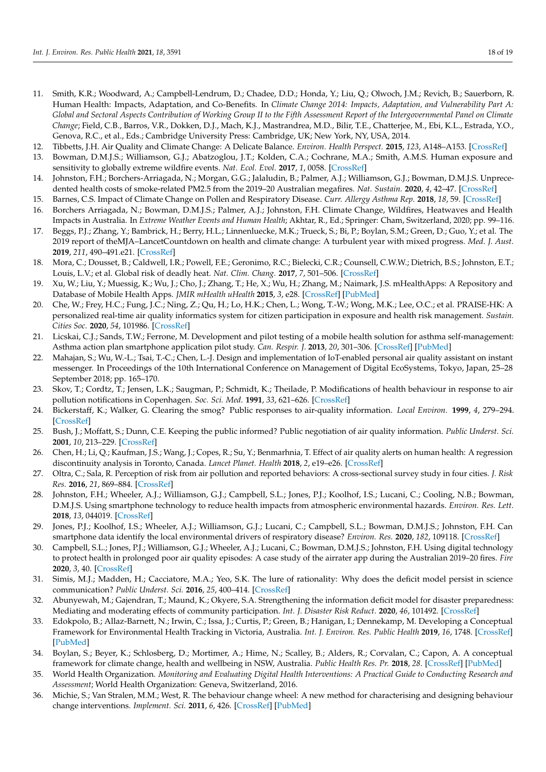11. Smith, K.R.; Woodward, A.; Campbell-Lendrum, D.; Chadee, D.D.; Honda, Y.; Liu, Q.; Olwoch, J.M.; Revich, B.; Sauerborn, R. Human Health: Impacts, Adaptation, and Co-Benefits. In *Climate Change 2014: Impacts, Adaptation, and Vulnerability Part A: Global and Sectoral Aspects Contribution of Working Group II to the Fifth Assessment Report of the Intergovernmental Panel on Climate Change*; Field, C.B., Barros, V.R., Dokken, D.J., Mach, K.J., Mastrandrea, M.D., Bilir, T.E., Chatterjee, M., Ebi, K.L., Estrada, Y.O., Genova, R.C., et al., Eds.; Cambridge University Press: Cambridge, UK; New York, NY, USA, 2014.
12. Tibbetts, J.H. Air Quality and Climate Change: A Delicate Balance. *Environ. Health Perspect.* **2015**, *123*, A148–A153. [CrossRef]
13. Bowman, D.M.J.S.; Williamson, G.J.; Abatzoglou, J.T.; Kolden, C.A.; Cochrane, M.A.; Smith, A.M.S. Human exposure and sensitivity to globally extreme wildfire events. *Nat. Ecol. Evol.* **2017**, *1*, 0058. [CrossRef]
14. Johnston, F.H.; Borchers-Arriagada, N.; Morgan, G.G.; Jalaludin, B.; Palmer, A.J.; Williamson, G.J.; Bowman, D.M.J.S. Unprecedented health costs of smoke-related PM2.5 from the 2019–20 Australian megafires. *Nat. Sustain.* **2020**, *4*, 42–47. [CrossRef]
15. Barnes, C.S. Impact of Climate Change on Pollen and Respiratory Disease. *Curr. Allergy Asthma Rep.* **2018**, *18*, 59. [CrossRef]
16. Borchers Arriagada, N.; Bowman, D.M.J.S.; Palmer, A.J.; Johnston, F.H. Climate Change, Wildfires, Heatwaves and Health Impacts in Australia. In *Extreme Weather Events and Human Health*; Akhtar, R., Ed.; Springer: Cham, Switzerland, 2020; pp. 99–116.
17. Beggs, P.J.; Zhang, Y.; Bambrick, H.; Berry, H.L.; Linnenluecke, M.K.; Trueck, S.; Bi, P.; Boylan, S.M.; Green, D.; Guo, Y.; et al. The 2019 report of theMJA–LancetCountdown on health and climate change: A turbulent year with mixed progress. *Med. J. Aust.* **2019**, *211*, 490–491.e21. [CrossRef]
18. Mora, C.; Dousset, B.; Caldwell, I.R.; Powell, F.E.; Geronimo, R.C.; Bielecki, C.R.; Counsell, C.W.W.; Dietrich, B.S.; Johnston, E.T.; Louis, L.V.; et al. Global risk of deadly heat. *Nat. Clim. Chang.* **2017**, *7*, 501–506. [CrossRef]
19. Xu, W.; Liu, Y.; Muessig, K.; Wu, J.; Cho, J.; Zhang, T.; He, X.; Wu, H.; Zhang, M.; Naimark, J.S. mHealthApps: A Repository and Database of Mobile Health Apps. *JMIR mHealth uHealth* **2015**, *3*, e28. [CrossRef] [PubMed]
20. Che, W.; Frey, H.C.; Fung, J.C.; Ning, Z.; Qu, H.; Lo, H.K.; Chen, L.; Wong, T.-W.; Wong, M.K.; Lee, O.C.; et al. PRAISE-HK: A personalized real-time air quality informatics system for citizen participation in exposure and health risk management. *Sustain. Cities Soc.* **2020**, *54*, 101986. [CrossRef]
21. Licskai, C.J.; Sands, T.W.; Ferrone, M. Development and pilot testing of a mobile health solution for asthma self-management: Asthma action plan smartphone application pilot study. *Can. Respir. J.* **2013**, *20*, 301–306. [CrossRef] [PubMed]
22. Mahajan, S.; Wu, W.-L.; Tsai, T.-C.; Chen, L.-J. Design and implementation of IoT-enabled personal air quality assistant on instant messenger. In Proceedings of the 10th International Conference on Management of Digital EcoSystems, Tokyo, Japan, 25–28 September 2018; pp. 165–170.
23. Skov, T.; Cordtz, T.; Jensen, L.K.; Saugman, P.; Schmidt, K.; Theilade, P. Modifications of health behaviour in response to air pollution notifications in Copenhagen. *Soc. Sci. Med.* **1991**, *33*, 621–626. [CrossRef]
24. Bickerstaff, K.; Walker, G. Clearing the smog? Public responses to air-quality information. *Local Environ.* **1999**, *4*, 279–294. [CrossRef]
25. Bush, J.; Moffatt, S.; Dunn, C.E. Keeping the public informed? Public negotiation of air quality information. *Public Underst. Sci.* **2001**, *10*, 213–229. [CrossRef]
26. Chen, H.; Li, Q.; Kaufman, J.S.; Wang, J.; Copes, R.; Su, Y.; Benmarhnia, T. Effect of air quality alerts on human health: A regression discontinuity analysis in Toronto, Canada. *Lancet Planet. Health* **2018**, *2*, e19–e26. [CrossRef]
27. Oltra, C.; Sala, R. Perception of risk from air pollution and reported behaviors: A cross-sectional survey study in four cities. *J. Risk Res.* **2016**, *21*, 869–884. [CrossRef]
28. Johnston, F.H.; Wheeler, A.J.; Williamson, G.J.; Campbell, S.L.; Jones, P.J.; Koolhof, I.S.; Lucani, C.; Cooling, N.B.; Bowman, D.M.J.S. Using smartphone technology to reduce health impacts from atmospheric environmental hazards. *Environ. Res. Lett.* **2018**, *13*, 044019. [CrossRef]
29. Jones, P.J.; Koolhof, I.S.; Wheeler, A.J.; Williamson, G.J.; Lucani, C.; Campbell, S.L.; Bowman, D.M.J.S.; Johnston, F.H. Can smartphone data identify the local environmental drivers of respiratory disease? *Environ. Res.* **2020**, *182*, 109118. [CrossRef]
30. Campbell, S.L.; Jones, P.J.; Williamson, G.J.; Wheeler, A.J.; Lucani, C.; Bowman, D.M.J.S.; Johnston, F.H. Using digital technology to protect health in prolonged poor air quality episodes: A case study of the airrater app during the Australian 2019–20 fires. *Fire* **2020**, *3*, 40. [CrossRef]
31. Simis, M.J.; Madden, H.; Cacciatore, M.A.; Yeo, S.K. The lure of rationality: Why does the deficit model persist in science communication? *Public Underst. Sci.* **2016**, *25*, 400–414. [CrossRef]
32. Abunyewah, M.; Gajendran, T.; Maund, K.; Okyere, S.A. Strengthening the information deficit model for disaster preparedness: Mediating and moderating effects of community participation. *Int. J. Disaster Risk Reduct.* **2020**, *46*, 101492. [CrossRef]
33. Edokpolo, B.; Allaz-Barnett, N.; Irwin, C.; Issa, J.; Curtis, P.; Green, B.; Hanigan, I.; Dennekamp, M. Developing a Conceptual Framework for Environmental Health Tracking in Victoria, Australia. *Int. J. Environ. Res. Public Health* **2019**, *16*, 1748. [CrossRef] [PubMed]
34. Boylan, S.; Beyer, K.; Schlosberg, D.; Mortimer, A.; Hime, N.; Scalley, B.; Alders, R.; Corvalan, C.; Capon, A. A conceptual framework for climate change, health and wellbeing in NSW, Australia. *Public Health Res. Pr.* **2018**, *28*. [CrossRef] [PubMed]
35. World Health Organization. *Monitoring and Evaluating Digital Health Interventions: A Practical Guide to Conducting Research and Assessment*; World Health Organization: Geneva, Switzerland, 2016.
36. Michie, S.; Van Stralen, M.M.; West, R. The behaviour change wheel: A new method for characterising and designing behaviour change interventions. *Implement. Sci.* **2011**, *6*, 426. [CrossRef] [PubMed]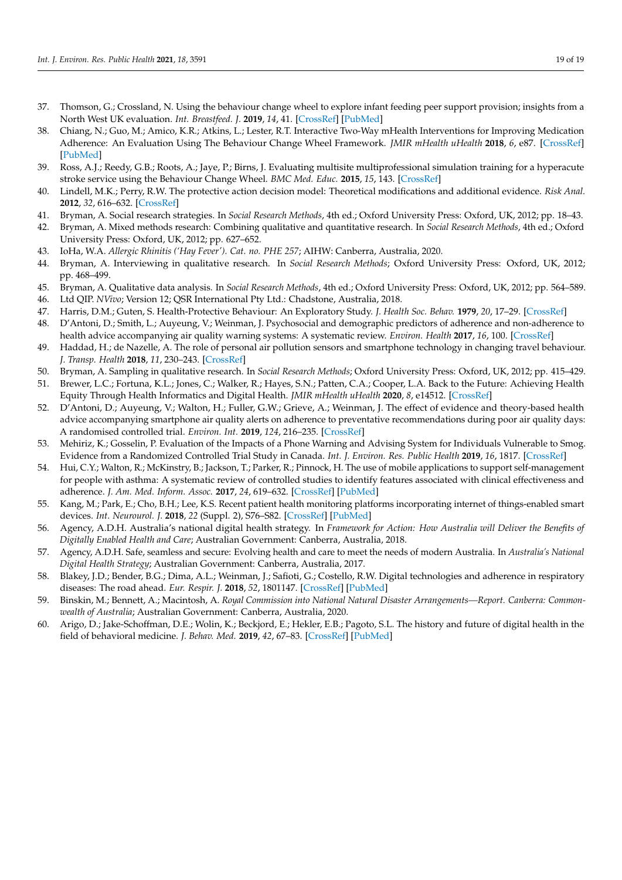37. Thomson, G.; Crossland, N. Using the behaviour change wheel to explore infant feeding peer support provision; insights from a North West UK evaluation. *Int. Breastfeed. J.* **2019**, *14*, 41. [CrossRef] [PubMed]
38. Chiang, N.; Guo, M.; Amico, K.R.; Atkins, L.; Lester, R.T. Interactive Two-Way mHealth Interventions for Improving Medication Adherence: An Evaluation Using The Behaviour Change Wheel Framework. *JMIR mHealth uHealth* **2018**, *6*, e87. [CrossRef] [PubMed]
39. Ross, A.J.; Reedy, G.B.; Roots, A.; Jaye, P.; Birns, J. Evaluating multisite multiprofessional simulation training for a hyperacute stroke service using the Behaviour Change Wheel. *BMC Med. Educ.* **2015**, *15*, 143. [CrossRef]
40. Lindell, M.K.; Perry, R.W. The protective action decision model: Theoretical modifications and additional evidence. *Risk Anal.* **2012**, *32*, 616–632. [CrossRef]
41. Bryman, A. Social research strategies. In *Social Research Methods*, 4th ed.; Oxford University Press: Oxford, UK, 2012; pp. 18–43.
42. Bryman, A. Mixed methods research: Combining qualitative and quantitative research. In *Social Research Methods*, 4th ed.; Oxford University Press: Oxford, UK, 2012; pp. 627–652.
43. IoHa, W.A. *Allergic Rhinitis ('Hay Fever'). Cat. no. PHE 257*; AIHW: Canberra, Australia, 2020.
44. Bryman, A. Interviewing in qualitative research. In *Social Research Methods*; Oxford University Press: Oxford, UK, 2012; pp. 468–499.
45. Bryman, A. Qualitative data analysis. In *Social Research Methods*, 4th ed.; Oxford University Press: Oxford, UK, 2012; pp. 564–589.
46. Ltd QIP. *NVivo*; Version 12; QSR International Pty Ltd.: Chadstone, Australia, 2018.
47. Harris, D.M.; Guten, S. Health-Protective Behaviour: An Exploratory Study. *J. Health Soc. Behav.* **1979**, *20*, 17–29. [CrossRef]
48. D'Antoni, D.; Smith, L.; Auyeung, V.; Weinman, J. Psychosocial and demographic predictors of adherence and non-adherence to health advice accompanying air quality warning systems: A systematic review. *Environ. Health* **2017**, *16*, 100. [CrossRef]
49. Haddad, H.; de Nazelle, A. The role of personal air pollution sensors and smartphone technology in changing travel behaviour. *J. Transp. Health* **2018**, *11*, 230–243. [CrossRef]
50. Bryman, A. Sampling in qualitative research. In *Social Research Methods*; Oxford University Press: Oxford, UK, 2012; pp. 415–429.
51. Brewer, L.C.; Fortuna, K.L.; Jones, C.; Walker, R.; Hayes, S.N.; Patten, C.A.; Cooper, L.A. Back to the Future: Achieving Health Equity Through Health Informatics and Digital Health. *JMIR mHealth uHealth* **2020**, *8*, e14512. [CrossRef]
52. D'Antoni, D.; Auyeung, V.; Walton, H.; Fuller, G.W.; Grieve, A.; Weinman, J. The effect of evidence and theory-based health advice accompanying smartphone air quality alerts on adherence to preventative recommendations during poor air quality days: A randomised controlled trial. *Environ. Int.* **2019**, *124*, 216–235. [CrossRef]
53. Mehiriz, K.; Gosselin, P. Evaluation of the Impacts of a Phone Warning and Advising System for Individuals Vulnerable to Smog. Evidence from a Randomized Controlled Trial Study in Canada. *Int. J. Environ. Res. Public Health* **2019**, *16*, 1817. [CrossRef]
54. Hui, C.Y.; Walton, R.; McKinstry, B.; Jackson, T.; Parker, R.; Pinnock, H. The use of mobile applications to support self-management for people with asthma: A systematic review of controlled studies to identify features associated with clinical effectiveness and adherence. *J. Am. Med. Inform. Assoc.* **2017**, *24*, 619–632. [CrossRef] [PubMed]
55. Kang, M.; Park, E.; Cho, B.H.; Lee, K.S. Recent patient health monitoring platforms incorporating internet of things-enabled smart devices. *Int. Neurourol. J.* **2018**, *22* (Suppl. 2), S76–S82. [CrossRef] [PubMed]
56. Agency, A.D.H. Australia's national digital health strategy. In *Framework for Action: How Australia will Deliver the Benefits of Digitally Enabled Health and Care*; Australian Government: Canberra, Australia, 2018.
57. Agency, A.D.H. Safe, seamless and secure: Evolving health and care to meet the needs of modern Australia. In *Australia's National Digital Health Strategy*; Australian Government: Canberra, Australia, 2017.
58. Blakey, J.D.; Bender, B.G.; Dima, A.L.; Weinman, J.; Safioti, G.; Costello, R.W. Digital technologies and adherence in respiratory diseases: The road ahead. *Eur. Respir. J.* **2018**, *52*, 1801147. [CrossRef] [PubMed]
59. Binskin, M.; Bennett, A.; Macintosh, A. *Royal Commission into National Natural Disaster Arrangements—Report. Canberra: Commonwealth of Australia*; Australian Government: Canberra, Australia, 2020.
60. Arigo, D.; Jake-Schoffman, D.E.; Wolin, K.; Beckjord, E.; Hekler, E.B.; Pagoto, S.L. The history and future of digital health in the field of behavioral medicine. *J. Behav. Med.* **2019**, *42*, 67–83. [CrossRef] [PubMed]